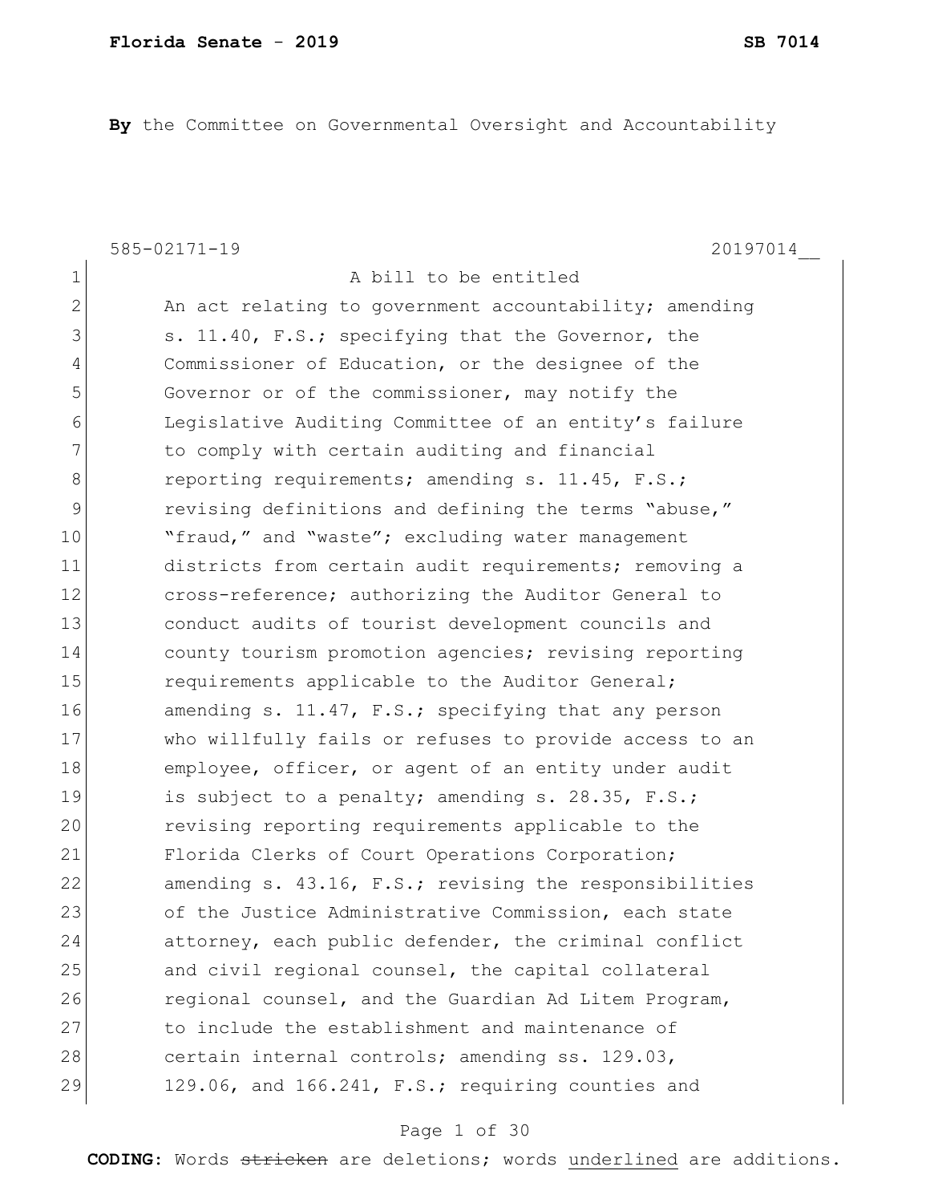**By** the Committee on Governmental Oversight and Accountability

585-02171-19 20197014__

A bill to be entitled

An act relating to government accountability; amending s. 11.40, F.S.; specifying that the Governor, the Commissioner of Education, or the designee of the Governor or of the commissioner, may notify the Legislative Auditing Committee of an entity's failure to comply with certain auditing and financial reporting requirements; amending s. 11.45, F.S.; revising definitions and defining the terms "abuse," "fraud," and "waste"; excluding water management districts from certain audit requirements; removing a cross-reference; authorizing the Auditor General to conduct audits of tourist development councils and county tourism promotion agencies; revising reporting requirements applicable to the Auditor General; amending s. 11.47, F.S.; specifying that any person who willfully fails or refuses to provide access to an employee, officer, or agent of an entity under audit is subject to a penalty; amending s. 28.35, F.S.; revising reporting requirements applicable to the Florida Clerks of Court Operations Corporation; amending s. 43.16, F.S.; revising the responsibilities of the Justice Administrative Commission, each state attorney, each public defender, the criminal conflict and civil regional counsel, the capital collateral regional counsel, and the Guardian Ad Litem Program, to include the establishment and maintenance of certain internal controls; amending ss. 129.03, 129.06, and 166.241, F.S.; requiring counties and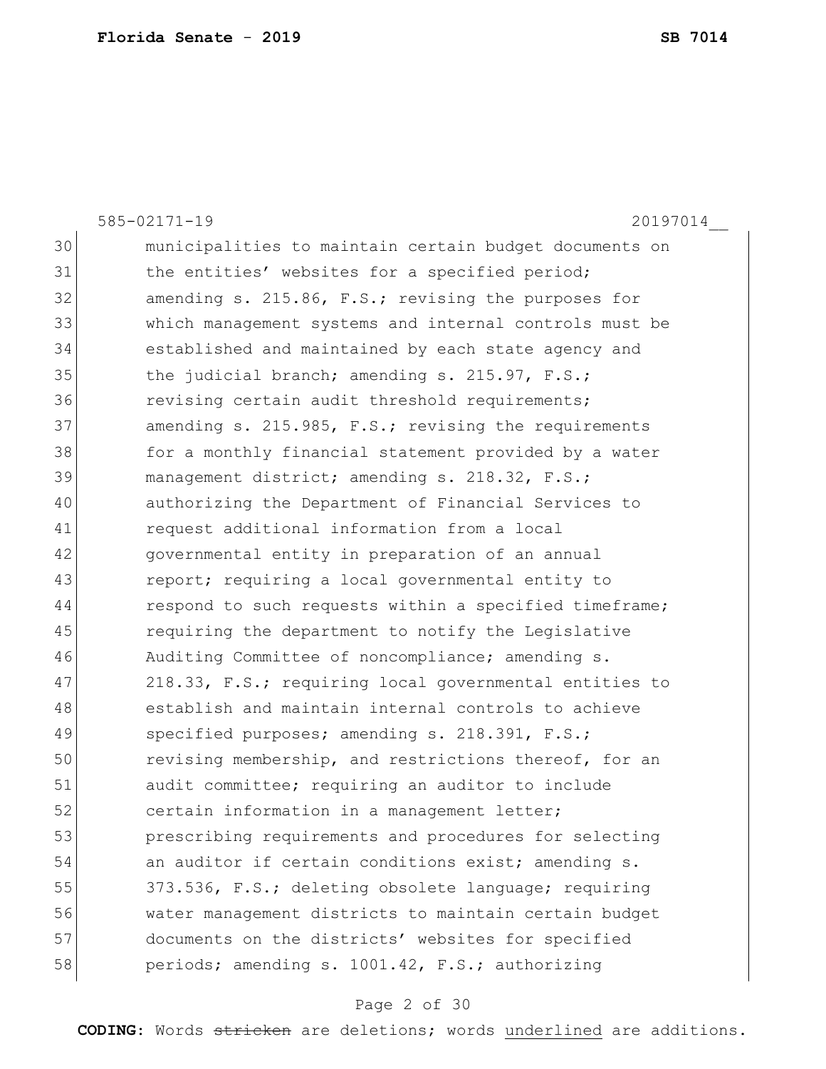585-02171-19 20197014__

30 municipalities to maintain certain budget documents on
31 the entities' websites for a specified period;
32 amending s. 215.86, F.S.; revising the purposes for
33 which management systems and internal controls must be
34 established and maintained by each state agency and
35 the judicial branch; amending s. 215.97, F.S.;
36 revising certain audit threshold requirements;
37 amending s. 215.985, F.S.; revising the requirements
38 for a monthly financial statement provided by a water
39 management district; amending s. 218.32, F.S.;
40 authorizing the Department of Financial Services to
41 request additional information from a local
42 governmental entity in preparation of an annual
43 report; requiring a local governmental entity to
44 respond to such requests within a specified timeframe;
45 requiring the department to notify the Legislative
46 Auditing Committee of noncompliance; amending s.
47 218.33, F.S.; requiring local governmental entities to
48 establish and maintain internal controls to achieve
49 specified purposes; amending s. 218.391, F.S.;
50 revising membership, and restrictions thereof, for an
51 audit committee; requiring an auditor to include
52 certain information in a management letter;
53 prescribing requirements and procedures for selecting
54 an auditor if certain conditions exist; amending s.
55 373.536, F.S.; deleting obsolete language; requiring
56 water management districts to maintain certain budget
57 documents on the districts' websites for specified
58 periods; amending s. 1001.42, F.S.; authorizing

**CODING:** Words ~~stricken~~ are deletions; words <u>underlined</u> are additions.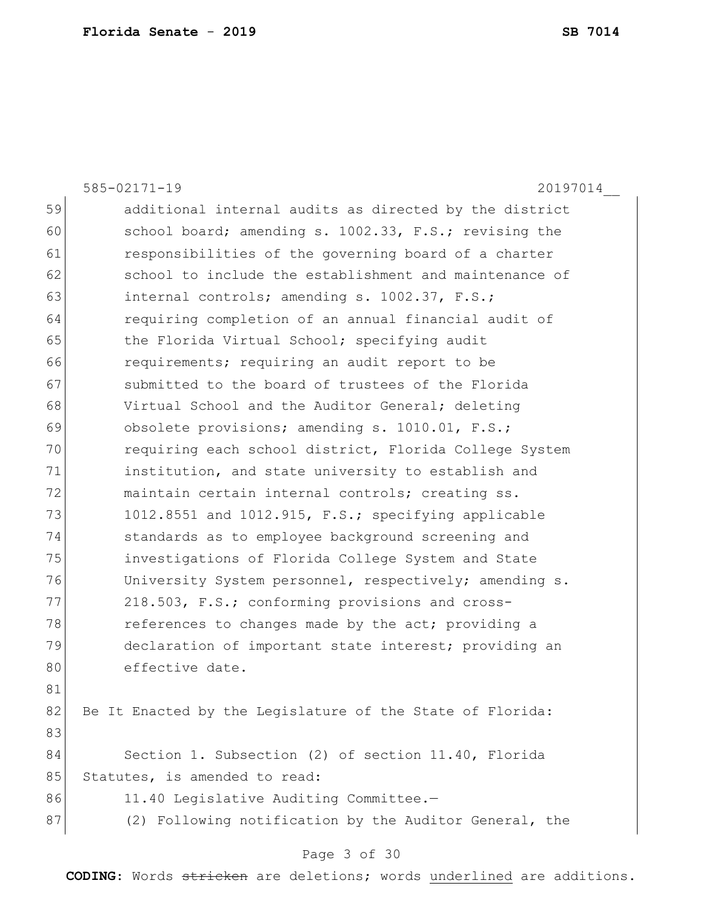additional internal audits as directed by the district school board; amending s. 1002.33, F.S.; revising the responsibilities of the governing board of a charter school to include the establishment and maintenance of internal controls; amending s. 1002.37, F.S.; requiring completion of an annual financial audit of the Florida Virtual School; specifying audit requirements; requiring an audit report to be submitted to the board of trustees of the Florida Virtual School and the Auditor General; deleting obsolete provisions; amending s. 1010.01, F.S.; requiring each school district, Florida College System institution, and state university to establish and maintain certain internal controls; creating ss. 1012.8551 and 1012.915, F.S.; specifying applicable standards as to employee background screening and investigations of Florida College System and State University System personnel, respectively; amending s. 218.503, F.S.; conforming provisions and cross-references to changes made by the act; providing a declaration of important state interest; providing an effective date.

Be It Enacted by the Legislature of the State of Florida:

Section 1. Subsection (2) of section 11.40, Florida Statutes, is amended to read:

11.40 Legislative Auditing Committee.—

(2) Following notification by the Auditor General, the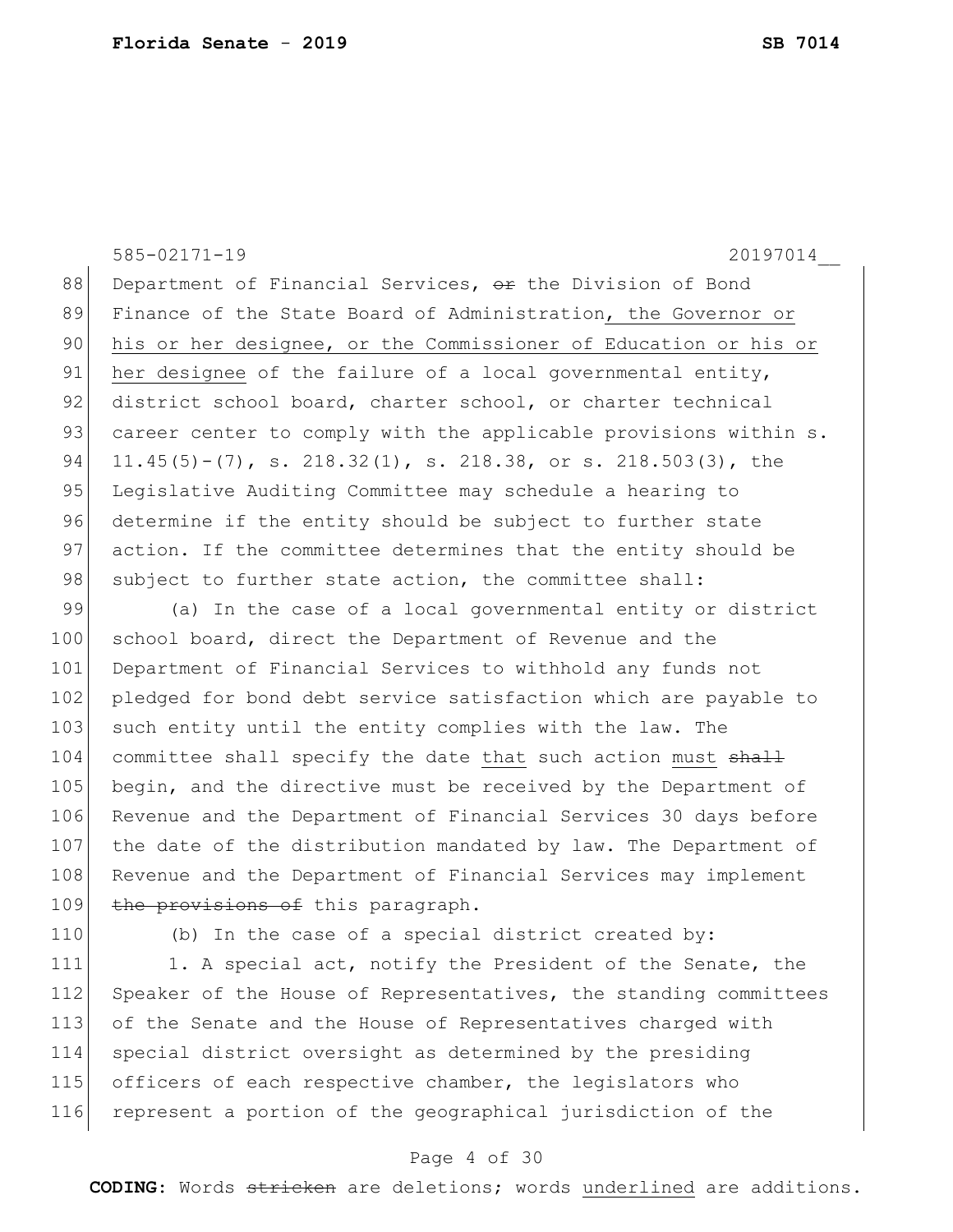585-02171-19 20197014__

88 Department of Financial Services, ~~or~~ the Division of Bond
89 Finance of the State Board of Administration, the Governor or
90 his or her designee, or the Commissioner of Education or his or
91 her designee of the failure of a local governmental entity,
92 district school board, charter school, or charter technical
93 career center to comply with the applicable provisions within s.
94 11.45(5)-(7), s. 218.32(1), s. 218.38, or s. 218.503(3), the
95 Legislative Auditing Committee may schedule a hearing to
96 determine if the entity should be subject to further state
97 action. If the committee determines that the entity should be
98 subject to further state action, the committee shall:

99 (a) In the case of a local governmental entity or district
100 school board, direct the Department of Revenue and the
101 Department of Financial Services to withhold any funds not
102 pledged for bond debt service satisfaction which are payable to
103 such entity until the entity complies with the law. The
104 committee shall specify the date that such action must ~~shall~~
105 begin, and the directive must be received by the Department of
106 Revenue and the Department of Financial Services 30 days before
107 the date of the distribution mandated by law. The Department of
108 Revenue and the Department of Financial Services may implement
109 ~~the provisions of~~ this paragraph.

110 (b) In the case of a special district created by:

111 1. A special act, notify the President of the Senate, the
112 Speaker of the House of Representatives, the standing committees
113 of the Senate and the House of Representatives charged with
114 special district oversight as determined by the presiding
115 officers of each respective chamber, the legislators who
116 represent a portion of the geographical jurisdiction of the

**CODING:** Words ~~stricken~~ are deletions; words underlined are additions.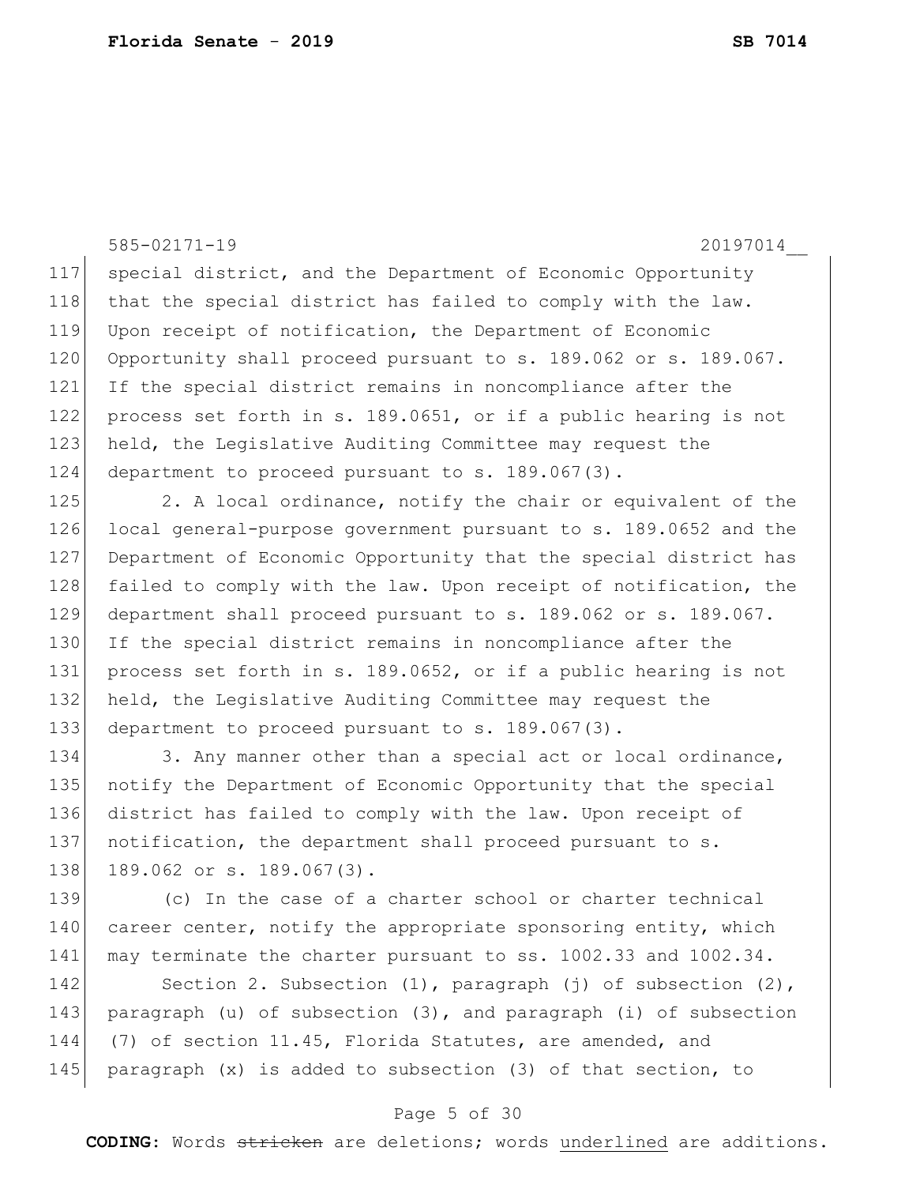special district, and the Department of Economic Opportunity that the special district has failed to comply with the law. Upon receipt of notification, the Department of Economic Opportunity shall proceed pursuant to s. 189.062 or s. 189.067. If the special district remains in noncompliance after the process set forth in s. 189.0651, or if a public hearing is not held, the Legislative Auditing Committee may request the department to proceed pursuant to s. 189.067(3).

2. A local ordinance, notify the chair or equivalent of the local general-purpose government pursuant to s. 189.0652 and the Department of Economic Opportunity that the special district has failed to comply with the law. Upon receipt of notification, the department shall proceed pursuant to s. 189.062 or s. 189.067. If the special district remains in noncompliance after the process set forth in s. 189.0652, or if a public hearing is not held, the Legislative Auditing Committee may request the department to proceed pursuant to s. 189.067(3).

3. Any manner other than a special act or local ordinance, notify the Department of Economic Opportunity that the special district has failed to comply with the law. Upon receipt of notification, the department shall proceed pursuant to s. 189.062 or s. 189.067(3).

(c) In the case of a charter school or charter technical career center, notify the appropriate sponsoring entity, which may terminate the charter pursuant to ss. 1002.33 and 1002.34.

Section 2. Subsection (1), paragraph (j) of subsection (2), paragraph (u) of subsection (3), and paragraph (i) of subsection (7) of section 11.45, Florida Statutes, are amended, and paragraph (x) is added to subsection (3) of that section, to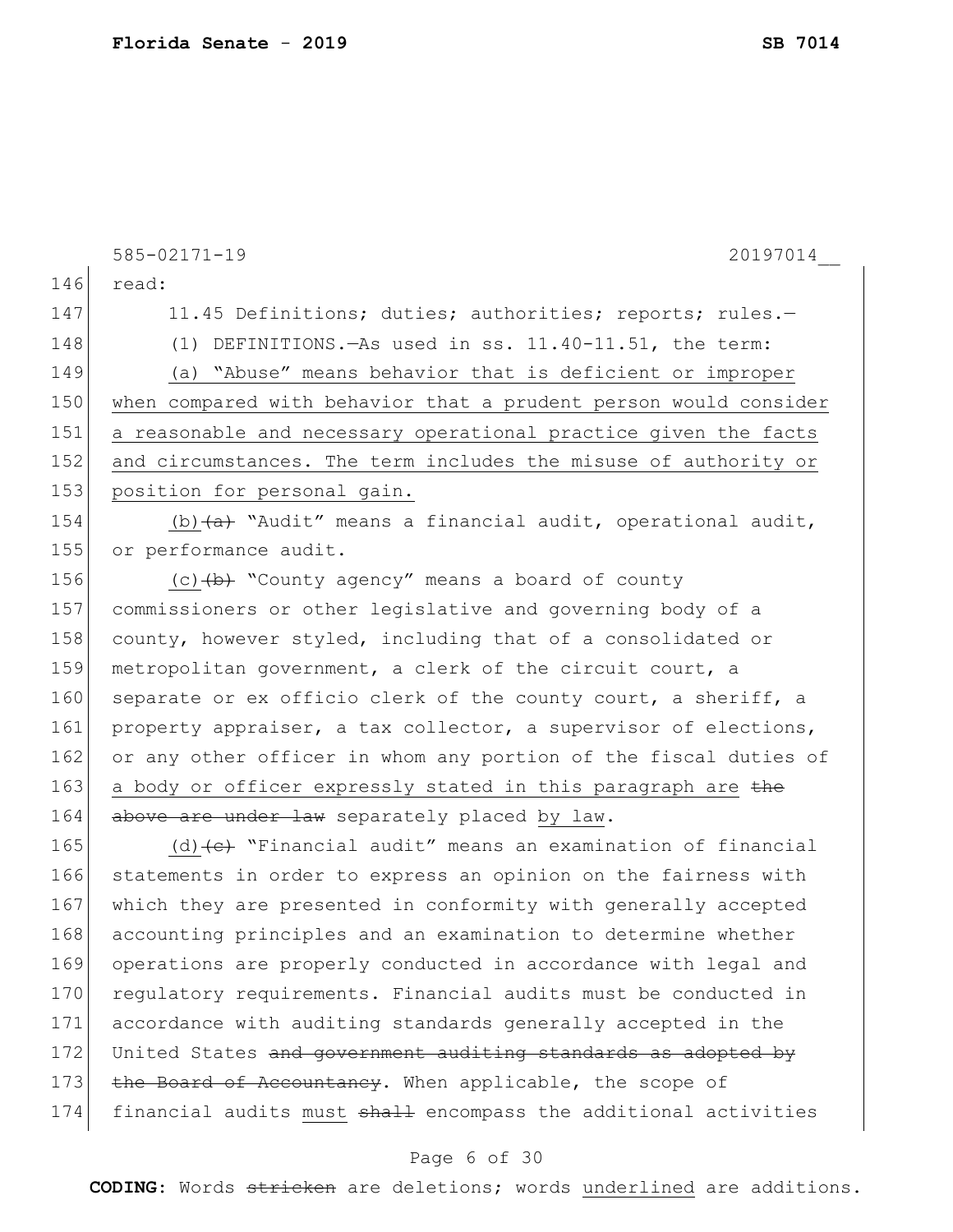585-02171-19 20197014__

146 read:

147 11.45 Definitions; duties; authorities; reports; rules.—

148 (1) DEFINITIONS.—As used in ss. 11.40-11.51, the term:

149 (a) “Abuse” means behavior that is deficient or improper
150 when compared with behavior that a prudent person would consider
151 a reasonable and necessary operational practice given the facts
152 and circumstances. The term includes the misuse of authority or
153 position for personal gain.

154 (b)~~(a)~~ “Audit” means a financial audit, operational audit,
155 or performance audit.

156 (c)~~(b)~~ “County agency” means a board of county
157 commissioners or other legislative and governing body of a
158 county, however styled, including that of a consolidated or
159 metropolitan government, a clerk of the circuit court, a
160 separate or ex officio clerk of the county court, a sheriff, a
161 property appraiser, a tax collector, a supervisor of elections,
162 or any other officer in whom any portion of the fiscal duties of
163 a body or officer expressly stated in this paragraph are ~~the~~
164 ~~above are under law~~ separately placed by law.

165 (d)~~(c)~~ “Financial audit” means an examination of financial
166 statements in order to express an opinion on the fairness with
167 which they are presented in conformity with generally accepted
168 accounting principles and an examination to determine whether
169 operations are properly conducted in accordance with legal and
170 regulatory requirements. Financial audits must be conducted in
171 accordance with auditing standards generally accepted in the
172 United States ~~and government auditing standards as adopted by~~
173 ~~the Board of Accountancy~~. When applicable, the scope of
174 financial audits must ~~shall~~ encompass the additional activities

**CODING:** Words ~~stricken~~ are deletions; words underlined are additions.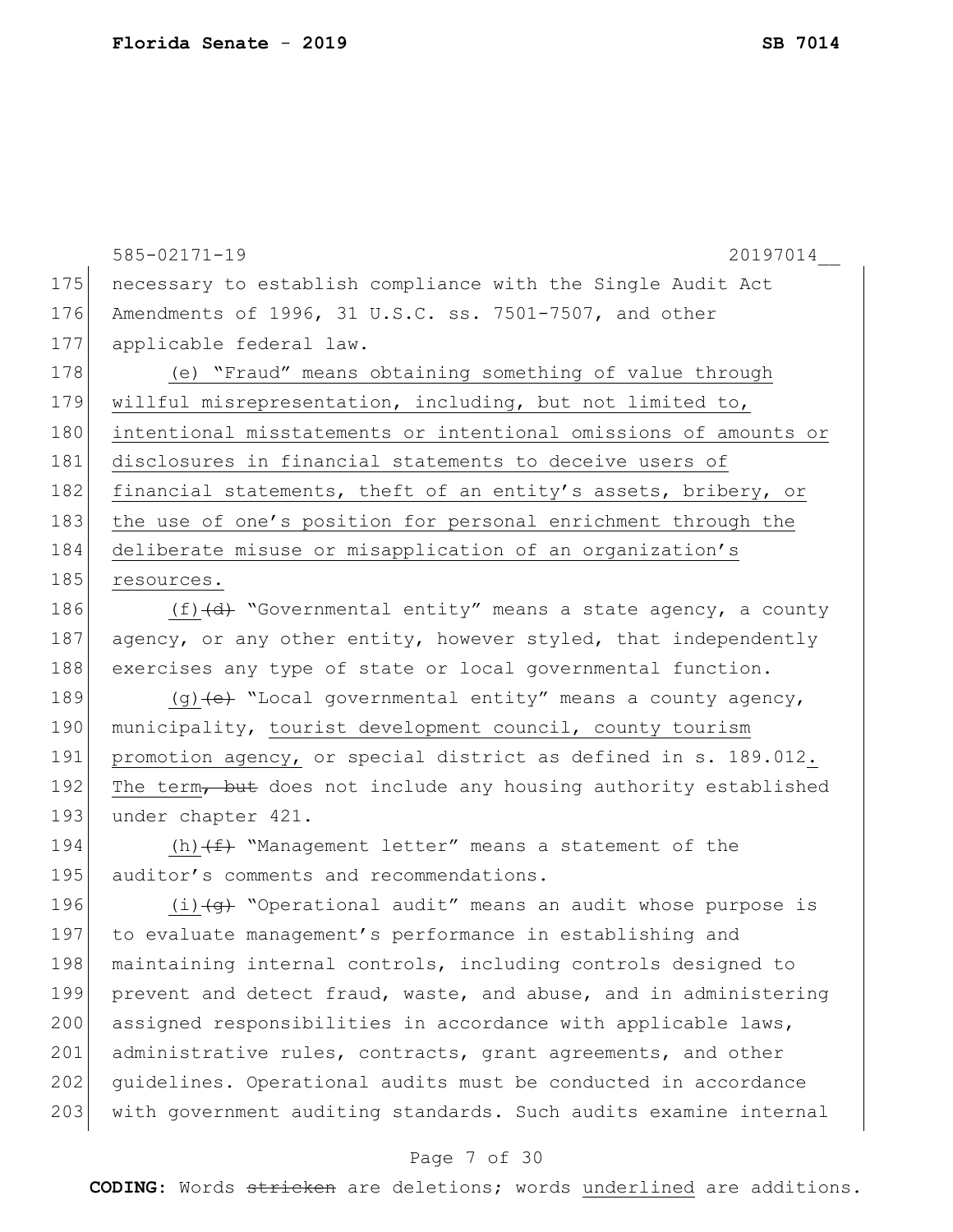175 necessary to establish compliance with the Single Audit Act
176 Amendments of 1996, 31 U.S.C. ss. 7501-7507, and other
177 applicable federal law.

178 <u>(e) "Fraud" means obtaining something of value through</u>
179 <u>willful misrepresentation, including, but not limited to,</u>
180 <u>intentional misstatements or intentional omissions of amounts or</u>
181 <u>disclosures in financial statements to deceive users of</u>
182 <u>financial statements, theft of an entity's assets, bribery, or</u>
183 <u>the use of one's position for personal enrichment through the</u>
184 <u>deliberate misuse or misapplication of an organization's</u>
185 <u>resources.</u>

186 <u>(f)</u>~~(d)~~ "Governmental entity" means a state agency, a county
187 agency, or any other entity, however styled, that independently
188 exercises any type of state or local governmental function.

189 <u>(g)</u>~~(e)~~ "Local governmental entity" means a county agency,
190 municipality, <u>tourist development council, county tourism</u>
191 <u>promotion agency,</u> or special district as defined in s. 189.012<u>.</u>
192 <u>The term</u>~~, but~~ does not include any housing authority established
193 under chapter 421.

194 <u>(h)</u>~~(f)~~ "Management letter" means a statement of the
195 auditor's comments and recommendations.

196 <u>(i)</u>~~(g)~~ "Operational audit" means an audit whose purpose is
197 to evaluate management's performance in establishing and
198 maintaining internal controls, including controls designed to
199 prevent and detect fraud, waste, and abuse, and in administering
200 assigned responsibilities in accordance with applicable laws,
201 administrative rules, contracts, grant agreements, and other
202 guidelines. Operational audits must be conducted in accordance
203 with government auditing standards. Such audits examine internal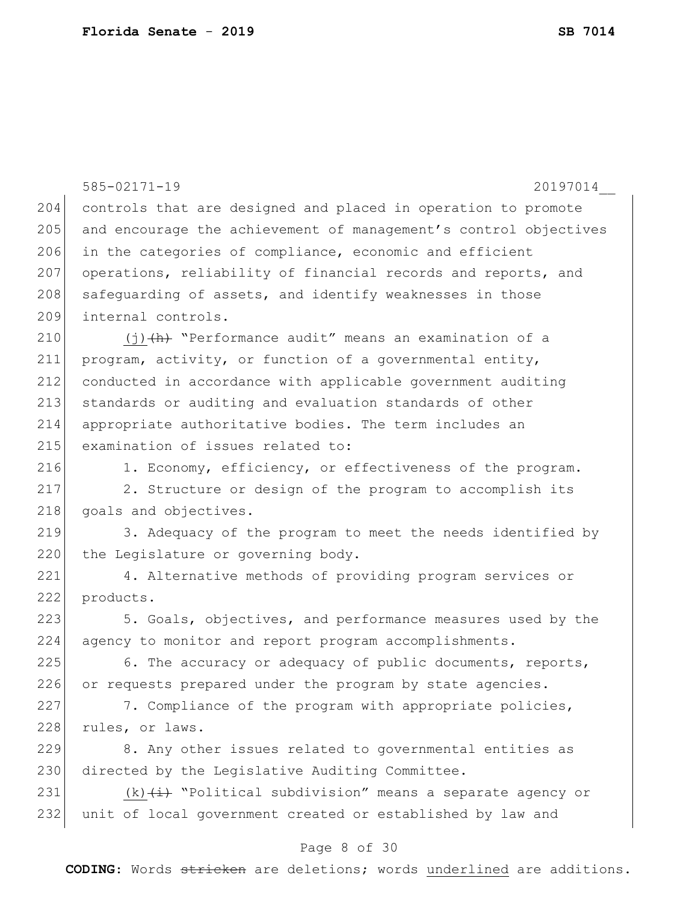controls that are designed and placed in operation to promote and encourage the achievement of management's control objectives in the categories of compliance, economic and efficient operations, reliability of financial records and reports, and safeguarding of assets, and identify weaknesses in those internal controls.

<u>(j)</u>~~(h)~~ "Performance audit" means an examination of a program, activity, or function of a governmental entity, conducted in accordance with applicable government auditing standards or auditing and evaluation standards of other appropriate authoritative bodies. The term includes an examination of issues related to:

1. Economy, efficiency, or effectiveness of the program.

2. Structure or design of the program to accomplish its goals and objectives.

3. Adequacy of the program to meet the needs identified by the Legislature or governing body.

4. Alternative methods of providing program services or products.

5. Goals, objectives, and performance measures used by the agency to monitor and report program accomplishments.

6. The accuracy or adequacy of public documents, reports, or requests prepared under the program by state agencies.

7. Compliance of the program with appropriate policies, rules, or laws.

8. Any other issues related to governmental entities as directed by the Legislative Auditing Committee.

<u>(k)</u>~~(i)~~ "Political subdivision" means a separate agency or unit of local government created or established by law and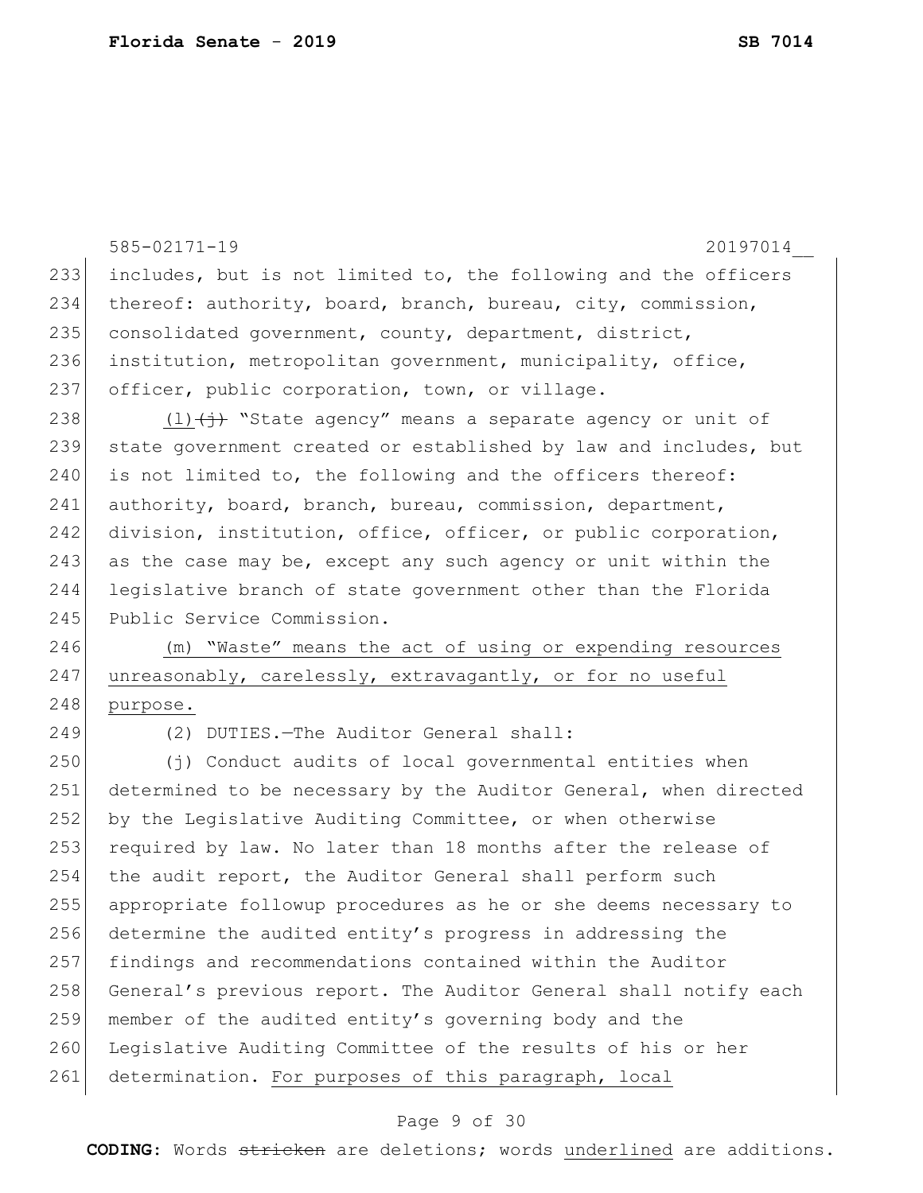includes, but is not limited to, the following and the officers thereof: authority, board, branch, bureau, city, commission, consolidated government, county, department, district, institution, metropolitan government, municipality, office, officer, public corporation, town, or village.

<u>(l)</u>~~(j)~~ "State agency" means a separate agency or unit of state government created or established by law and includes, but is not limited to, the following and the officers thereof: authority, board, branch, bureau, commission, department, division, institution, office, officer, or public corporation, as the case may be, except any such agency or unit within the legislative branch of state government other than the Florida Public Service Commission.

<u>(m) "Waste" means the act of using or expending resources unreasonably, carelessly, extravagantly, or for no useful purpose.</u>

(2) DUTIES.—The Auditor General shall:

(j) Conduct audits of local governmental entities when determined to be necessary by the Auditor General, when directed by the Legislative Auditing Committee, or when otherwise required by law. No later than 18 months after the release of the audit report, the Auditor General shall perform such appropriate followup procedures as he or she deems necessary to determine the audited entity's progress in addressing the findings and recommendations contained within the Auditor General's previous report. The Auditor General shall notify each member of the audited entity's governing body and the Legislative Auditing Committee of the results of his or her determination. <u>For purposes of this paragraph, local</u>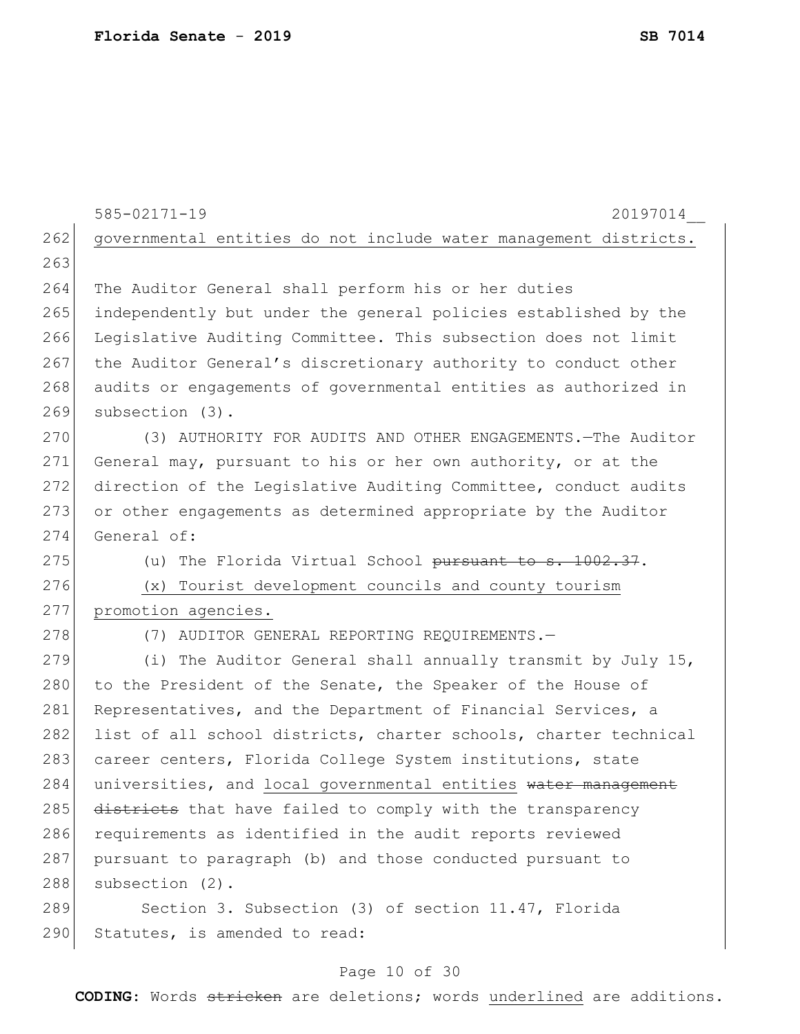governmental entities do not include water management districts.

The Auditor General shall perform his or her duties independently but under the general policies established by the Legislative Auditing Committee. This subsection does not limit the Auditor General's discretionary authority to conduct other audits or engagements of governmental entities as authorized in subsection (3).

(3) AUTHORITY FOR AUDITS AND OTHER ENGAGEMENTS.—The Auditor General may, pursuant to his or her own authority, or at the direction of the Legislative Auditing Committee, conduct audits or other engagements as determined appropriate by the Auditor General of:

(u) The Florida Virtual School ~~pursuant to s. 1002.37~~.

<u>(x) Tourist development councils and county tourism promotion agencies.</u>

(7) AUDITOR GENERAL REPORTING REQUIREMENTS.—

(i) The Auditor General shall annually transmit by July 15, to the President of the Senate, the Speaker of the House of Representatives, and the Department of Financial Services, a list of all school districts, charter schools, charter technical career centers, Florida College System institutions, state universities, and <u>local governmental entities</u> ~~water management districts~~ that have failed to comply with the transparency requirements as identified in the audit reports reviewed pursuant to paragraph (b) and those conducted pursuant to subsection (2).

Section 3. Subsection (3) of section 11.47, Florida Statutes, is amended to read: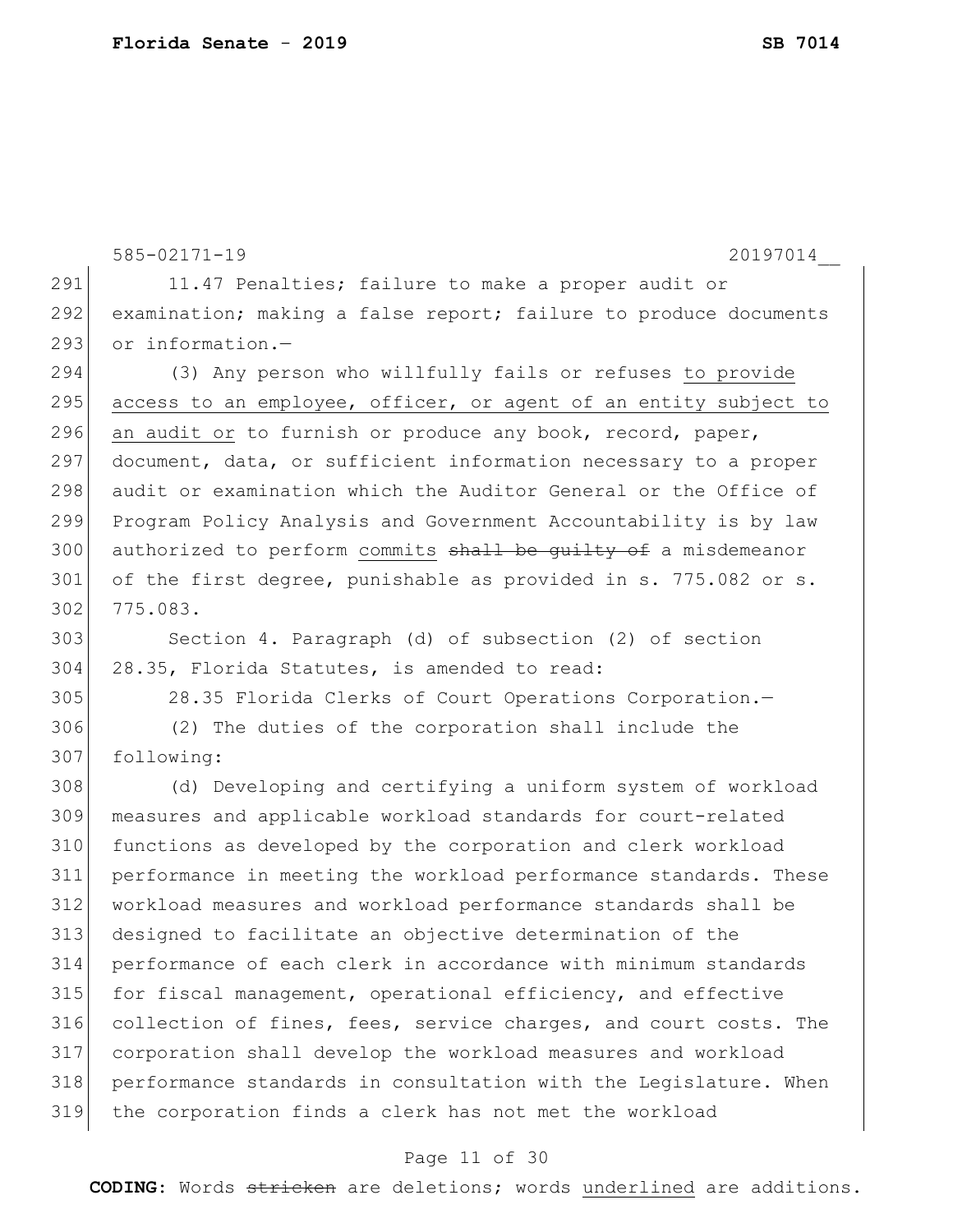11.47 Penalties; failure to make a proper audit or examination; making a false report; failure to produce documents or information.—

(3) Any person who willfully fails or refuses <u>to provide access to an employee, officer, or agent of an entity subject to an audit or</u> to furnish or produce any book, record, paper, document, data, or sufficient information necessary to a proper audit or examination which the Auditor General or the Office of Program Policy Analysis and Government Accountability is by law authorized to perform <u>commits</u> ~~shall be guilty of~~ a misdemeanor of the first degree, punishable as provided in s. 775.082 or s. 775.083.

Section 4. Paragraph (d) of subsection (2) of section 28.35, Florida Statutes, is amended to read:

28.35 Florida Clerks of Court Operations Corporation.—

(2) The duties of the corporation shall include the following:

(d) Developing and certifying a uniform system of workload measures and applicable workload standards for court-related functions as developed by the corporation and clerk workload performance in meeting the workload performance standards. These workload measures and workload performance standards shall be designed to facilitate an objective determination of the performance of each clerk in accordance with minimum standards for fiscal management, operational efficiency, and effective collection of fines, fees, service charges, and court costs. The corporation shall develop the workload measures and workload performance standards in consultation with the Legislature. When the corporation finds a clerk has not met the workload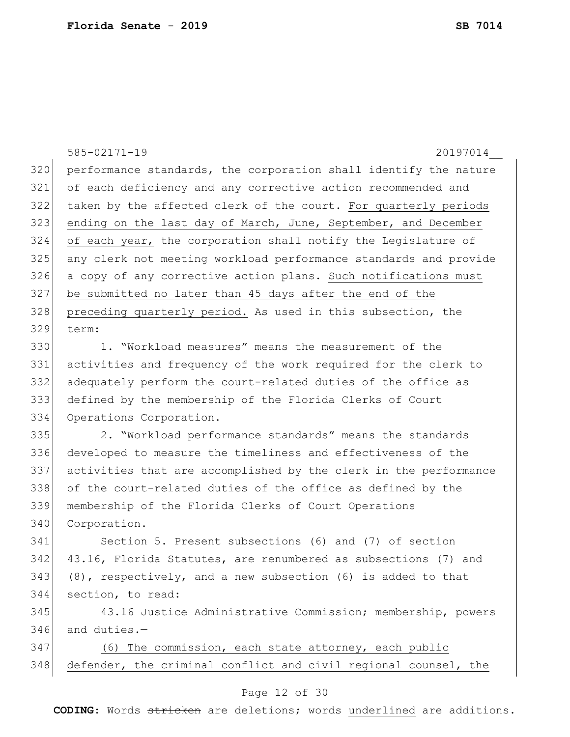performance standards, the corporation shall identify the nature of each deficiency and any corrective action recommended and taken by the affected clerk of the court. <u>For quarterly periods ending on the last day of March, June, September, and December of each year,</u> the corporation shall notify the Legislature of any clerk not meeting workload performance standards and provide a copy of any corrective action plans. <u>Such notifications must be submitted no later than 45 days after the end of the preceding quarterly period.</u> As used in this subsection, the term:

1. “Workload measures” means the measurement of the activities and frequency of the work required for the clerk to adequately perform the court-related duties of the office as defined by the membership of the Florida Clerks of Court Operations Corporation.

2. “Workload performance standards” means the standards developed to measure the timeliness and effectiveness of the activities that are accomplished by the clerk in the performance of the court-related duties of the office as defined by the membership of the Florida Clerks of Court Operations Corporation.

Section 5. Present subsections (6) and (7) of section 43.16, Florida Statutes, are renumbered as subsections (7) and (8), respectively, and a new subsection (6) is added to that section, to read:

43.16 Justice Administrative Commission; membership, powers and duties.—

<u>(6) The commission, each state attorney, each public defender, the criminal conflict and civil regional counsel, the</u>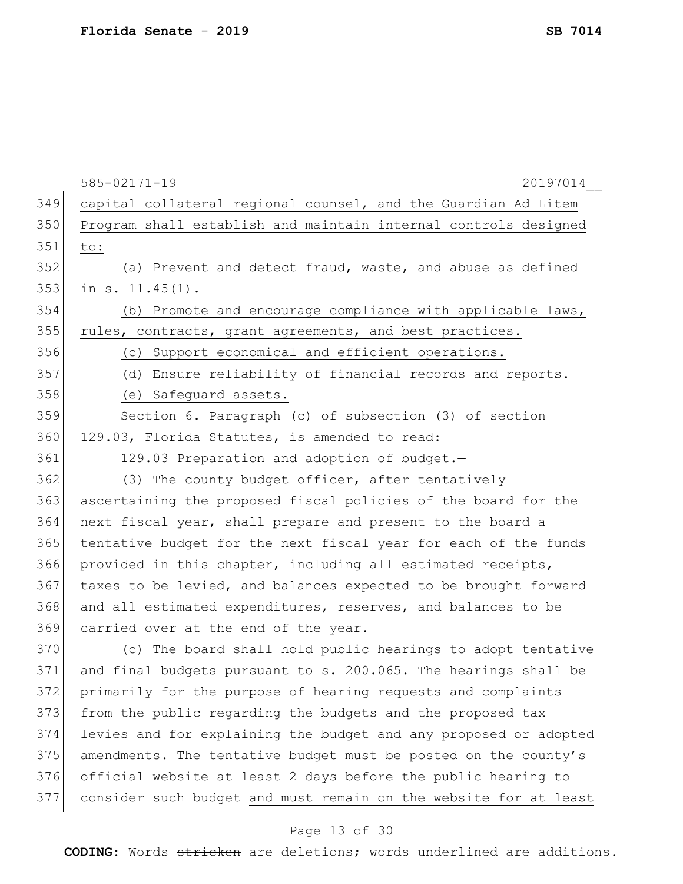capital collateral regional counsel, and the Guardian Ad Litem Program shall establish and maintain internal controls designed to:

(a) Prevent and detect fraud, waste, and abuse as defined in s. 11.45(1).

(b) Promote and encourage compliance with applicable laws, rules, contracts, grant agreements, and best practices.

(c) Support economical and efficient operations.

(d) Ensure reliability of financial records and reports.

(e) Safeguard assets.

Section 6. Paragraph (c) of subsection (3) of section 129.03, Florida Statutes, is amended to read:

129.03 Preparation and adoption of budget.—

(3) The county budget officer, after tentatively ascertaining the proposed fiscal policies of the board for the next fiscal year, shall prepare and present to the board a tentative budget for the next fiscal year for each of the funds provided in this chapter, including all estimated receipts, taxes to be levied, and balances expected to be brought forward and all estimated expenditures, reserves, and balances to be carried over at the end of the year.

(c) The board shall hold public hearings to adopt tentative and final budgets pursuant to s. 200.065. The hearings shall be primarily for the purpose of hearing requests and complaints from the public regarding the budgets and the proposed tax levies and for explaining the budget and any proposed or adopted amendments. The tentative budget must be posted on the county's official website at least 2 days before the public hearing to consider such budget and must remain on the website for at least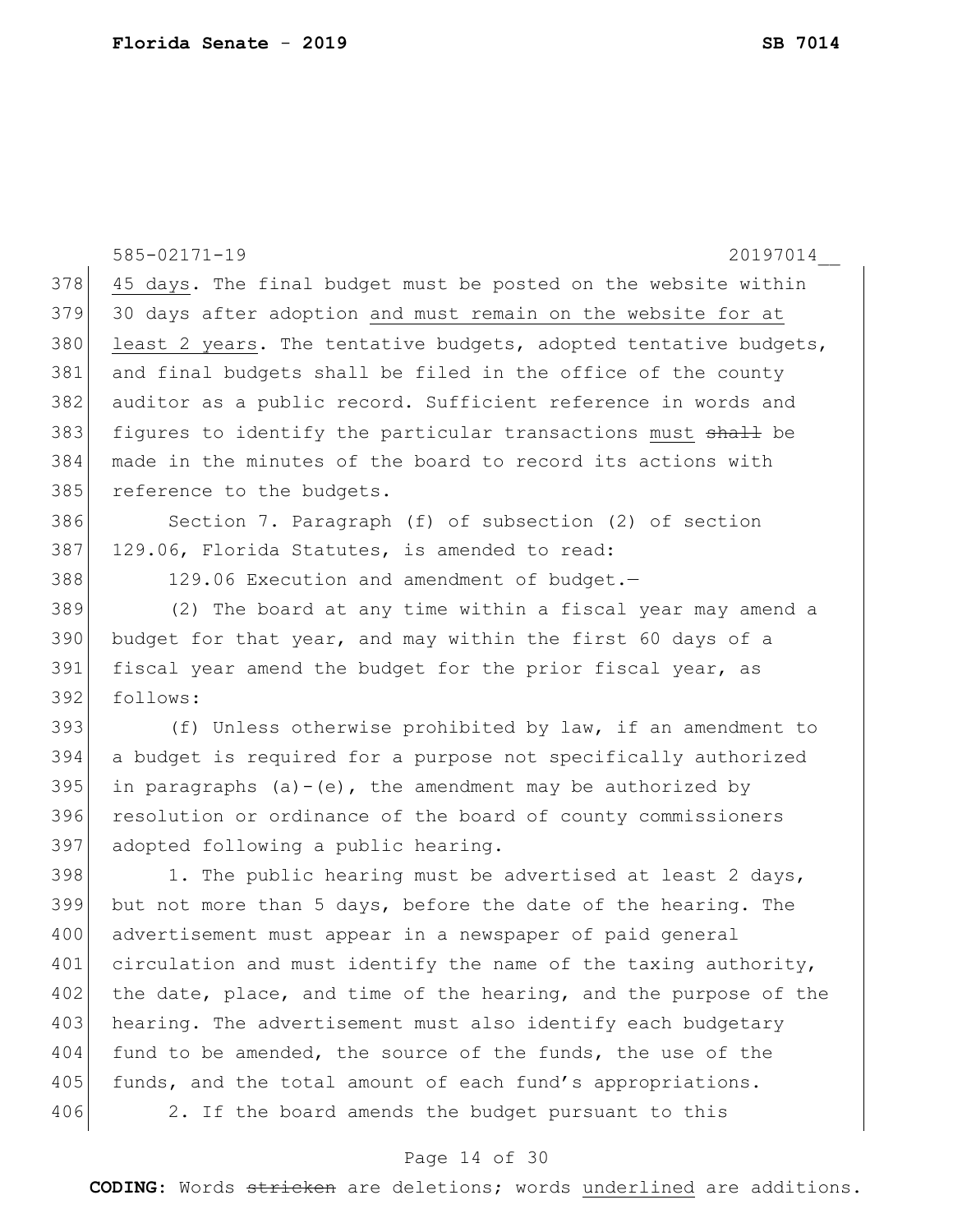45 days. The final budget must be posted on the website within 30 days after adoption <u>and must remain on the website for at least 2 years</u>. The tentative budgets, adopted tentative budgets, and final budgets shall be filed in the office of the county auditor as a public record. Sufficient reference in words and figures to identify the particular transactions <u>must</u> ~~shall~~ be made in the minutes of the board to record its actions with reference to the budgets.

Section 7. Paragraph (f) of subsection (2) of section 129.06, Florida Statutes, is amended to read:

129.06 Execution and amendment of budget.—

(2) The board at any time within a fiscal year may amend a budget for that year, and may within the first 60 days of a fiscal year amend the budget for the prior fiscal year, as follows:

(f) Unless otherwise prohibited by law, if an amendment to a budget is required for a purpose not specifically authorized in paragraphs (a)-(e), the amendment may be authorized by resolution or ordinance of the board of county commissioners adopted following a public hearing.

1. The public hearing must be advertised at least 2 days, but not more than 5 days, before the date of the hearing. The advertisement must appear in a newspaper of paid general circulation and must identify the name of the taxing authority, the date, place, and time of the hearing, and the purpose of the hearing. The advertisement must also identify each budgetary fund to be amended, the source of the funds, the use of the funds, and the total amount of each fund's appropriations.

2. If the board amends the budget pursuant to this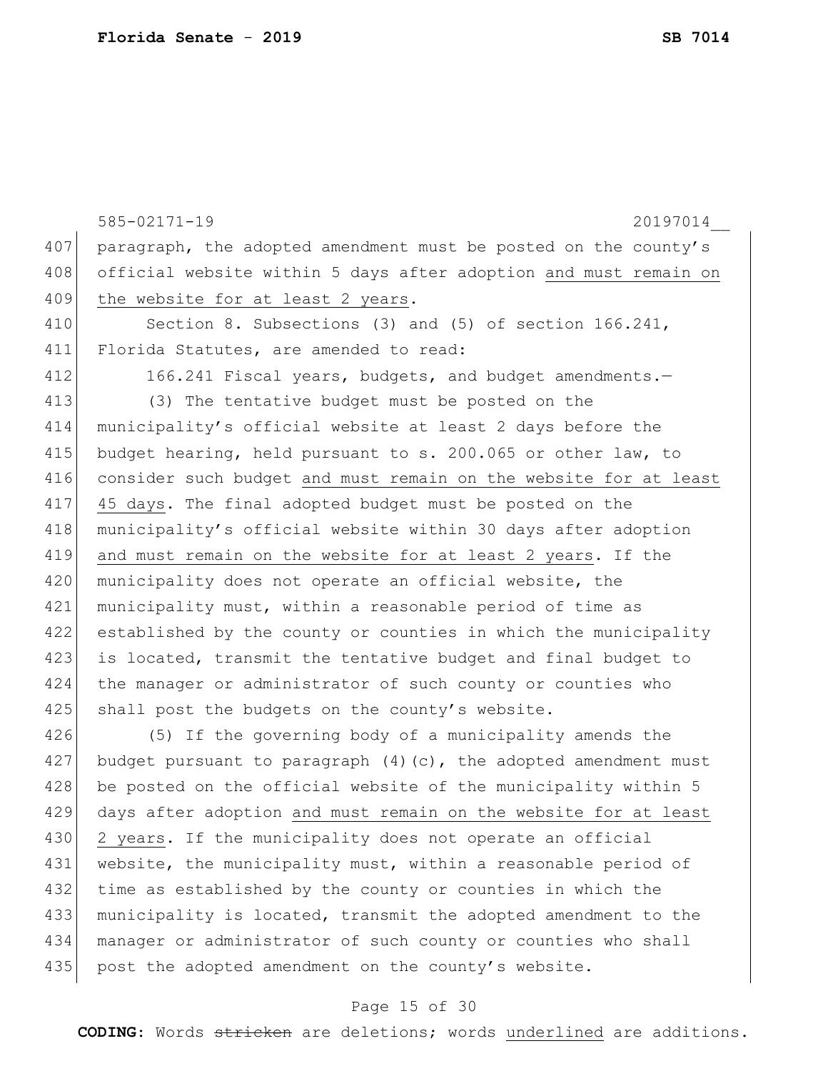paragraph, the adopted amendment must be posted on the county's official website within 5 days after adoption <u>and must remain on the website for at least 2 years</u>.

Section 8. Subsections (3) and (5) of section 166.241, Florida Statutes, are amended to read:

166.241 Fiscal years, budgets, and budget amendments.—

(3) The tentative budget must be posted on the municipality's official website at least 2 days before the budget hearing, held pursuant to s. 200.065 or other law, to consider such budget <u>and must remain on the website for at least 45 days</u>. The final adopted budget must be posted on the municipality's official website within 30 days after adoption <u>and must remain on the website for at least 2 years</u>. If the municipality does not operate an official website, the municipality must, within a reasonable period of time as established by the county or counties in which the municipality is located, transmit the tentative budget and final budget to the manager or administrator of such county or counties who shall post the budgets on the county's website.

(5) If the governing body of a municipality amends the budget pursuant to paragraph (4)(c), the adopted amendment must be posted on the official website of the municipality within 5 days after adoption <u>and must remain on the website for at least 2 years</u>. If the municipality does not operate an official website, the municipality must, within a reasonable period of time as established by the county or counties in which the municipality is located, transmit the adopted amendment to the manager or administrator of such county or counties who shall post the adopted amendment on the county's website.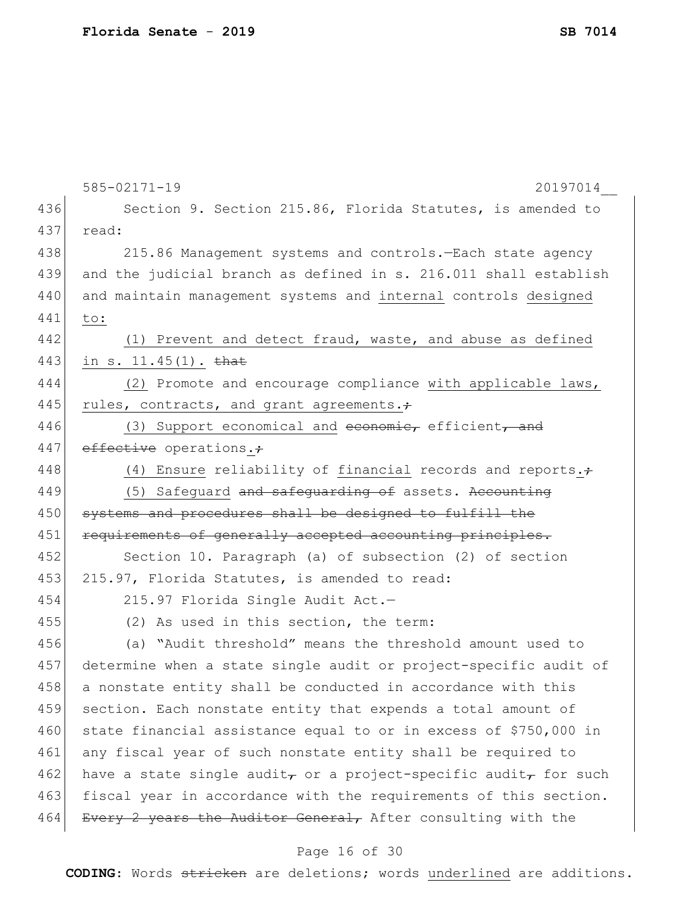585-02171-19 20197014__

436 Section 9. Section 215.86, Florida Statutes, is amended to
437 read:

438 215.86 Management systems and controls.—Each state agency
439 and the judicial branch as defined in s. 216.011 shall establish
440 and maintain management systems and <u>internal</u> controls <u>designed</u>
441 <u>to:</u>

442 <u>(1) Prevent and detect fraud, waste, and abuse as defined</u>
443 <u>in s. 11.45(1).</u> ~~that~~

444 <u>(2)</u> Promote and encourage compliance <u>with applicable laws,</u>
445 <u>rules, contracts, and grant agreements.</u>~~;~~

446 <u>(3) Support economical and</u> ~~economic,~~ efficient~~, and~~
447 ~~effective~~ operations<u>.</u>~~;~~

448 <u>(4)</u> <u>Ensure</u> reliability of <u>financial</u> records and reports<u>.</u>~~;~~

449 <u>(5) Safeguard</u> ~~and safeguarding of~~ assets. ~~Accounting~~
450 ~~systems and procedures shall be designed to fulfill the~~
451 ~~requirements of generally accepted accounting principles.~~

452 Section 10. Paragraph (a) of subsection (2) of section
453 215.97, Florida Statutes, is amended to read:

454 215.97 Florida Single Audit Act.—

455 (2) As used in this section, the term:

456 (a) "Audit threshold" means the threshold amount used to
457 determine when a state single audit or project-specific audit of
458 a nonstate entity shall be conducted in accordance with this
459 section. Each nonstate entity that expends a total amount of
460 state financial assistance equal to or in excess of $750,000 in
461 any fiscal year of such nonstate entity shall be required to
462 have a state single audit~~,~~ or a project-specific audit~~,~~ for such
463 fiscal year in accordance with the requirements of this section.
464 ~~Every 2 years the Auditor General,~~ After consulting with the

**CODING:** Words ~~stricken~~ are deletions; words <u>underlined</u> are additions.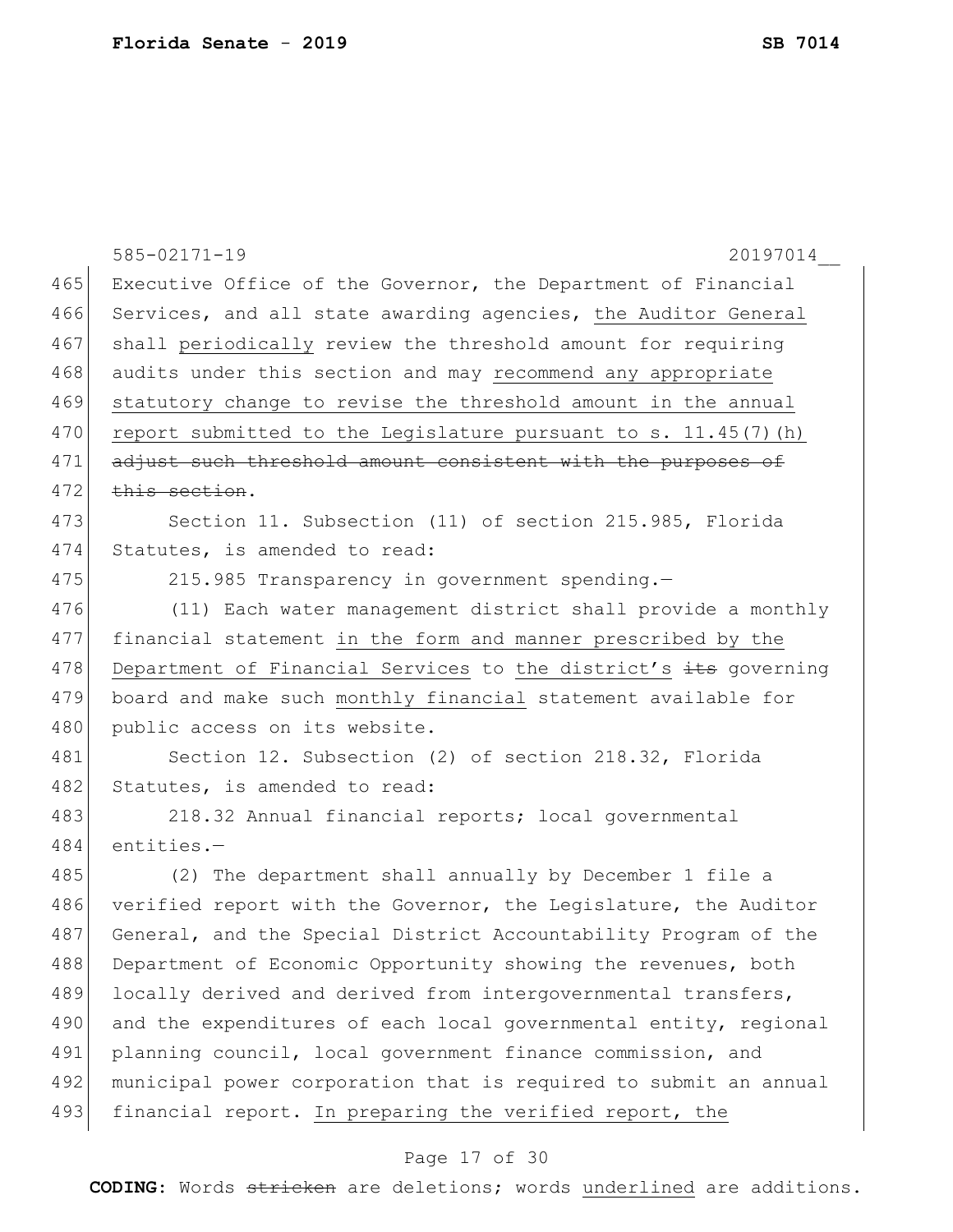Executive Office of the Governor, the Department of Financial Services, and all state awarding agencies, <u>the Auditor General</u> shall <u>periodically</u> review the threshold amount for requiring audits under this section and may <u>recommend any appropriate statutory change to revise the threshold amount in the annual report submitted to the Legislature pursuant to s. 11.45(7)(h)</u> ~~adjust such threshold amount consistent with the purposes of this section~~.

Section 11. Subsection (11) of section 215.985, Florida Statutes, is amended to read:

215.985 Transparency in government spending.—

(11) Each water management district shall provide a monthly financial statement <u>in the form and manner prescribed by the Department of Financial Services</u> to <u>the district's</u> ~~its~~ governing board and make such <u>monthly financial</u> statement available for public access on its website.

Section 12. Subsection (2) of section 218.32, Florida Statutes, is amended to read:

218.32 Annual financial reports; local governmental entities.—

(2) The department shall annually by December 1 file a verified report with the Governor, the Legislature, the Auditor General, and the Special District Accountability Program of the Department of Economic Opportunity showing the revenues, both locally derived and derived from intergovernmental transfers, and the expenditures of each local governmental entity, regional planning council, local government finance commission, and municipal power corporation that is required to submit an annual financial report. <u>In preparing the verified report, the</u>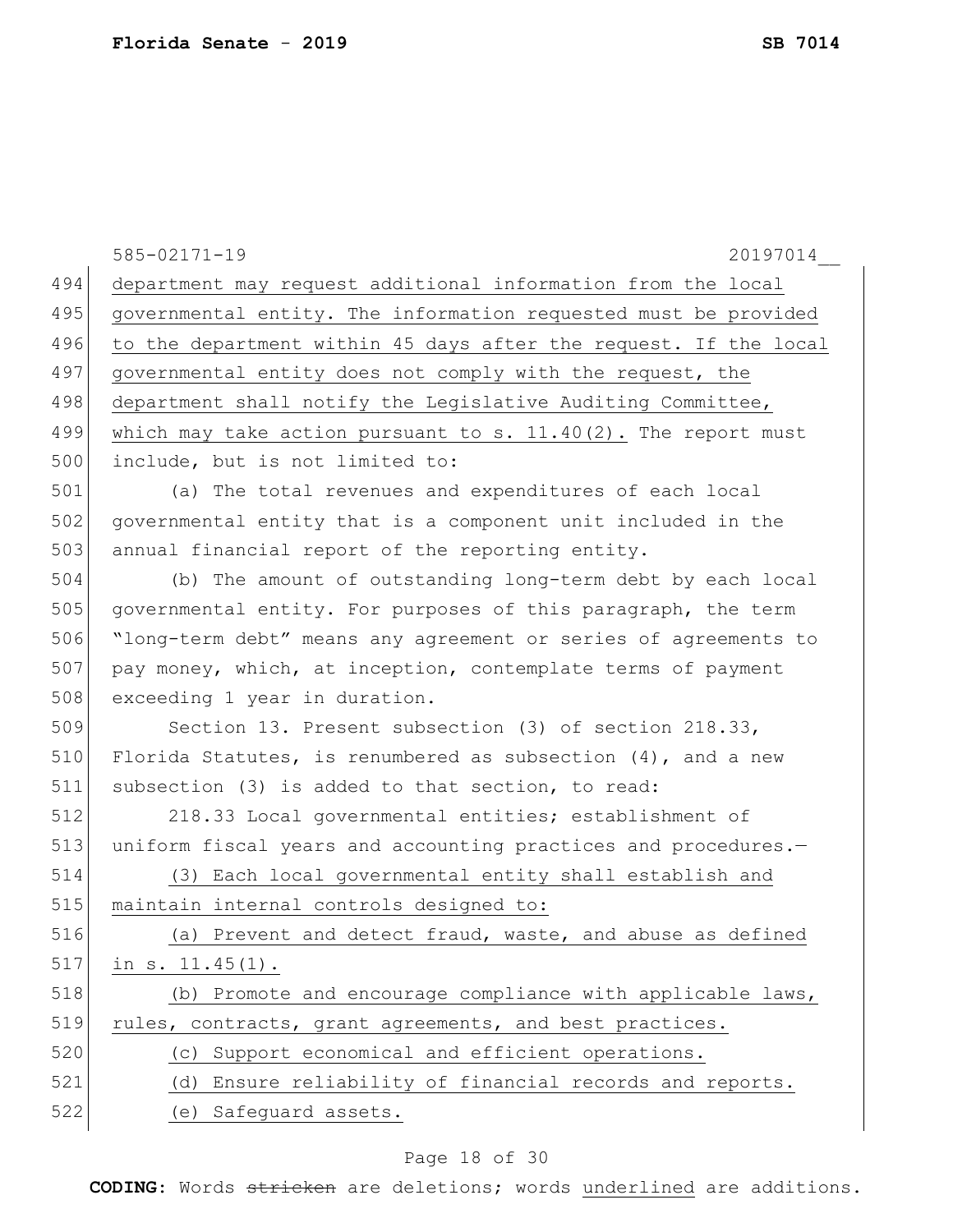department may request additional information from the local governmental entity. The information requested must be provided to the department within 45 days after the request. If the local governmental entity does not comply with the request, the department shall notify the Legislative Auditing Committee, which may take action pursuant to s. 11.40(2). The report must include, but is not limited to:

(a) The total revenues and expenditures of each local governmental entity that is a component unit included in the annual financial report of the reporting entity.

(b) The amount of outstanding long-term debt by each local governmental entity. For purposes of this paragraph, the term "long-term debt" means any agreement or series of agreements to pay money, which, at inception, contemplate terms of payment exceeding 1 year in duration.

Section 13. Present subsection (3) of section 218.33, Florida Statutes, is renumbered as subsection (4), and a new subsection (3) is added to that section, to read:

218.33 Local governmental entities; establishment of uniform fiscal years and accounting practices and procedures.—

(3) Each local governmental entity shall establish and maintain internal controls designed to:

(a) Prevent and detect fraud, waste, and abuse as defined in s. 11.45(1).

(b) Promote and encourage compliance with applicable laws, rules, contracts, grant agreements, and best practices.

(c) Support economical and efficient operations.

(d) Ensure reliability of financial records and reports.

(e) Safeguard assets.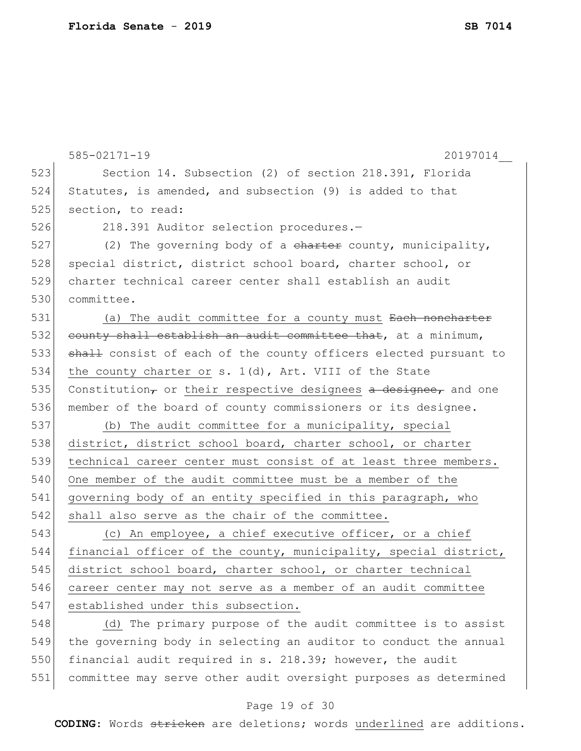Section 14. Subsection (2) of section 218.391, Florida Statutes, is amended, and subsection (9) is added to that section, to read:

218.391 Auditor selection procedures.—

(2) The governing body of a ~~charter~~ county, municipality, special district, district school board, charter school, or charter technical career center shall establish an audit committee.

(a) The audit committee for a county must ~~Each noncharter county shall establish an audit committee that~~, at a minimum, ~~shall~~ consist of each of the county officers elected pursuant to the county charter or s. 1(d), Art. VIII of the State Constitution~~,~~ or their respective designees ~~a designee,~~ and one member of the board of county commissioners or its designee.

(b) The audit committee for a municipality, special district, district school board, charter school, or charter technical career center must consist of at least three members. One member of the audit committee must be a member of the governing body of an entity specified in this paragraph, who shall also serve as the chair of the committee.

(c) An employee, a chief executive officer, or a chief financial officer of the county, municipality, special district, district school board, charter school, or charter technical career center may not serve as a member of an audit committee established under this subsection.

(d) The primary purpose of the audit committee is to assist the governing body in selecting an auditor to conduct the annual financial audit required in s. 218.39; however, the audit committee may serve other audit oversight purposes as determined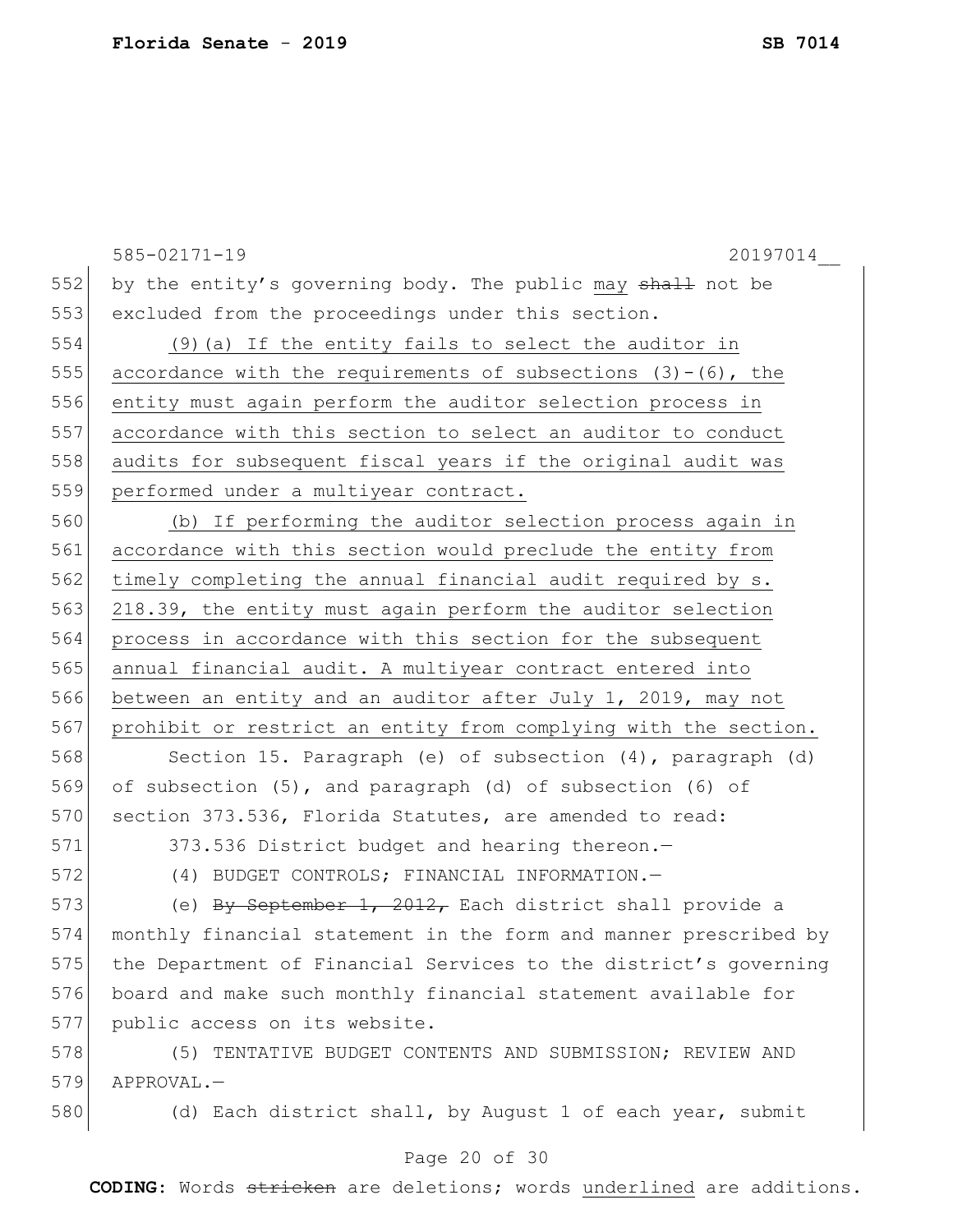by the entity's governing body. The public may ~~shall~~ not be excluded from the proceedings under this section.

<u>(9)(a) If the entity fails to select the auditor in accordance with the requirements of subsections (3)-(6), the entity must again perform the auditor selection process in accordance with this section to select an auditor to conduct audits for subsequent fiscal years if the original audit was performed under a multiyear contract.</u>

<u>(b) If performing the auditor selection process again in accordance with this section would preclude the entity from timely completing the annual financial audit required by s. 218.39, the entity must again perform the auditor selection process in accordance with this section for the subsequent annual financial audit. A multiyear contract entered into between an entity and an auditor after July 1, 2019, may not prohibit or restrict an entity from complying with the section.</u>

Section 15. Paragraph (e) of subsection (4), paragraph (d) of subsection (5), and paragraph (d) of subsection (6) of section 373.536, Florida Statutes, are amended to read:

373.536 District budget and hearing thereon.—

(4) BUDGET CONTROLS; FINANCIAL INFORMATION.—

(e) ~~By September 1, 2012,~~ Each district shall provide a monthly financial statement in the form and manner prescribed by the Department of Financial Services to the district's governing board and make such monthly financial statement available for public access on its website.

(5) TENTATIVE BUDGET CONTENTS AND SUBMISSION; REVIEW AND APPROVAL.—

(d) Each district shall, by August 1 of each year, submit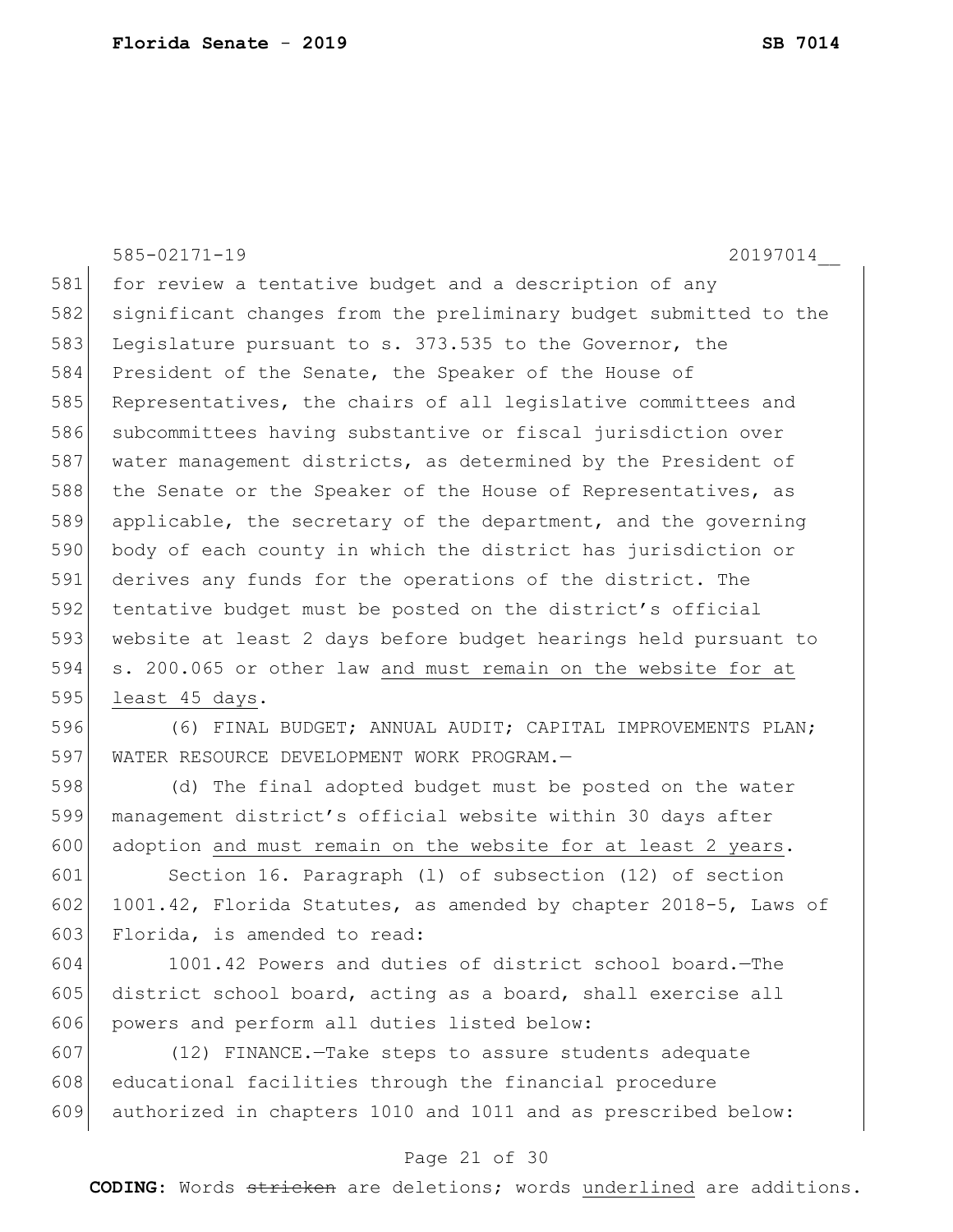for review a tentative budget and a description of any significant changes from the preliminary budget submitted to the Legislature pursuant to s. 373.535 to the Governor, the President of the Senate, the Speaker of the House of Representatives, the chairs of all legislative committees and subcommittees having substantive or fiscal jurisdiction over water management districts, as determined by the President of the Senate or the Speaker of the House of Representatives, as applicable, the secretary of the department, and the governing body of each county in which the district has jurisdiction or derives any funds for the operations of the district. The tentative budget must be posted on the district's official website at least 2 days before budget hearings held pursuant to s. 200.065 or other law <u>and must remain on the website for at least 45 days</u>.

(6) FINAL BUDGET; ANNUAL AUDIT; CAPITAL IMPROVEMENTS PLAN; WATER RESOURCE DEVELOPMENT WORK PROGRAM.—

(d) The final adopted budget must be posted on the water management district's official website within 30 days after adoption <u>and must remain on the website for at least 2 years</u>.

Section 16. Paragraph (l) of subsection (12) of section 1001.42, Florida Statutes, as amended by chapter 2018-5, Laws of Florida, is amended to read:

1001.42 Powers and duties of district school board.—The district school board, acting as a board, shall exercise all powers and perform all duties listed below:

(12) FINANCE.—Take steps to assure students adequate educational facilities through the financial procedure authorized in chapters 1010 and 1011 and as prescribed below: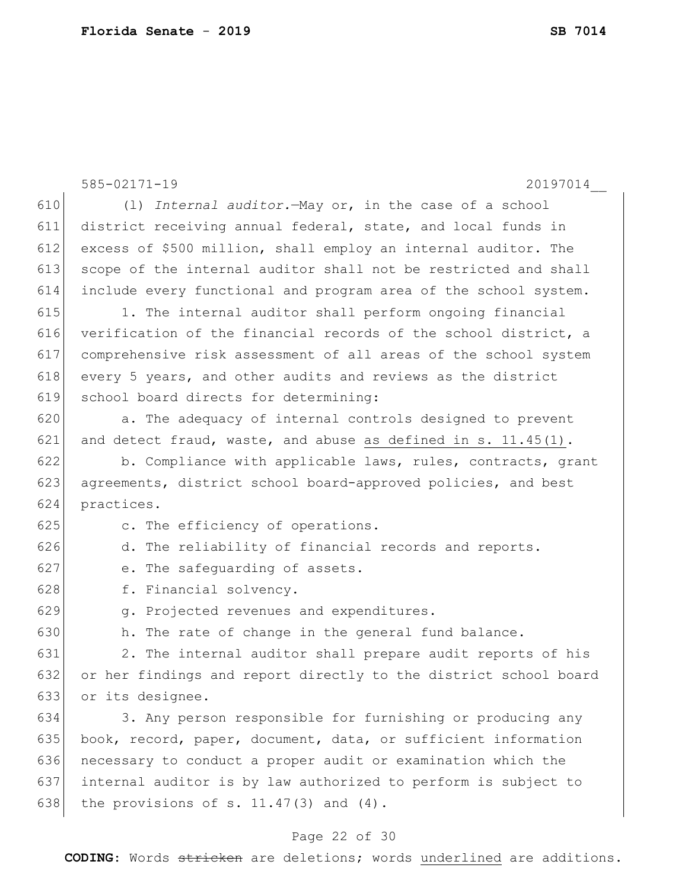585-02171-19 20197014__

(l) *Internal auditor.*—May or, in the case of a school district receiving annual federal, state, and local funds in excess of $500 million, shall employ an internal auditor. The scope of the internal auditor shall not be restricted and shall include every functional and program area of the school system.

1. The internal auditor shall perform ongoing financial verification of the financial records of the school district, a comprehensive risk assessment of all areas of the school system every 5 years, and other audits and reviews as the district school board directs for determining:

a. The adequacy of internal controls designed to prevent and detect fraud, waste, and abuse <u>as defined in s. 11.45(1)</u>.

b. Compliance with applicable laws, rules, contracts, grant agreements, district school board-approved policies, and best practices.

c. The efficiency of operations.

d. The reliability of financial records and reports.

e. The safeguarding of assets.

f. Financial solvency.

g. Projected revenues and expenditures.

h. The rate of change in the general fund balance.

2. The internal auditor shall prepare audit reports of his or her findings and report directly to the district school board or its designee.

3. Any person responsible for furnishing or producing any book, record, paper, document, data, or sufficient information necessary to conduct a proper audit or examination which the internal auditor is by law authorized to perform is subject to the provisions of s. 11.47(3) and (4).

**CODING:** Words ~~stricken~~ are deletions; words <u>underlined</u> are additions.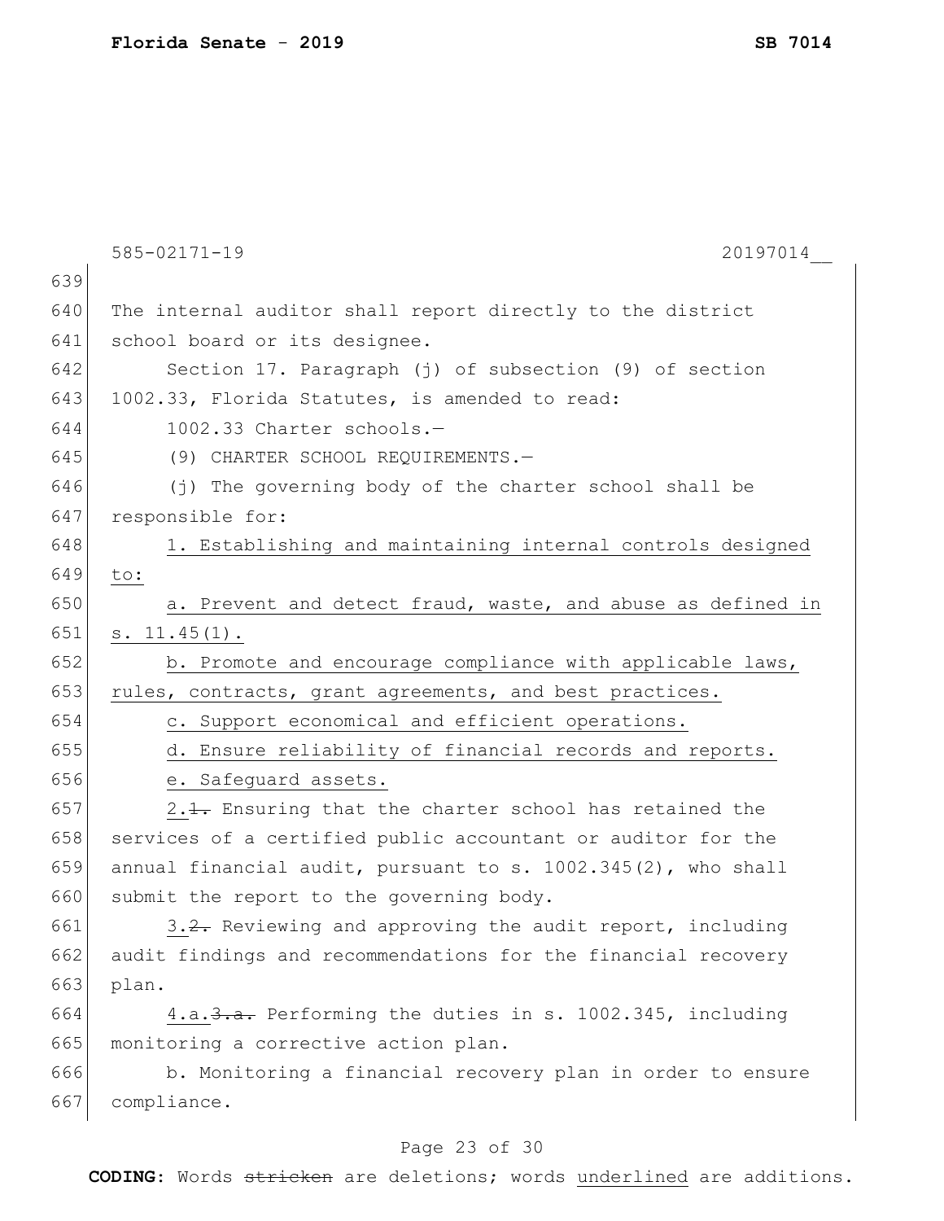The internal auditor shall report directly to the district school board or its designee.

Section 17. Paragraph (j) of subsection (9) of section 1002.33, Florida Statutes, is amended to read:

1002.33 Charter schools.—

(9) CHARTER SCHOOL REQUIREMENTS.—

(j) The governing body of the charter school shall be responsible for:

1. Establishing and maintaining internal controls designed to:

a. Prevent and detect fraud, waste, and abuse as defined in s. 11.45(1).

b. Promote and encourage compliance with applicable laws, rules, contracts, grant agreements, and best practices.

c. Support economical and efficient operations.

d. Ensure reliability of financial records and reports.

e. Safeguard assets.

2.~~1.~~ Ensuring that the charter school has retained the services of a certified public accountant or auditor for the annual financial audit, pursuant to s. 1002.345(2), who shall submit the report to the governing body.

3.~~2.~~ Reviewing and approving the audit report, including audit findings and recommendations for the financial recovery plan.

4.a.~~3.a.~~ Performing the duties in s. 1002.345, including monitoring a corrective action plan.

b. Monitoring a financial recovery plan in order to ensure compliance.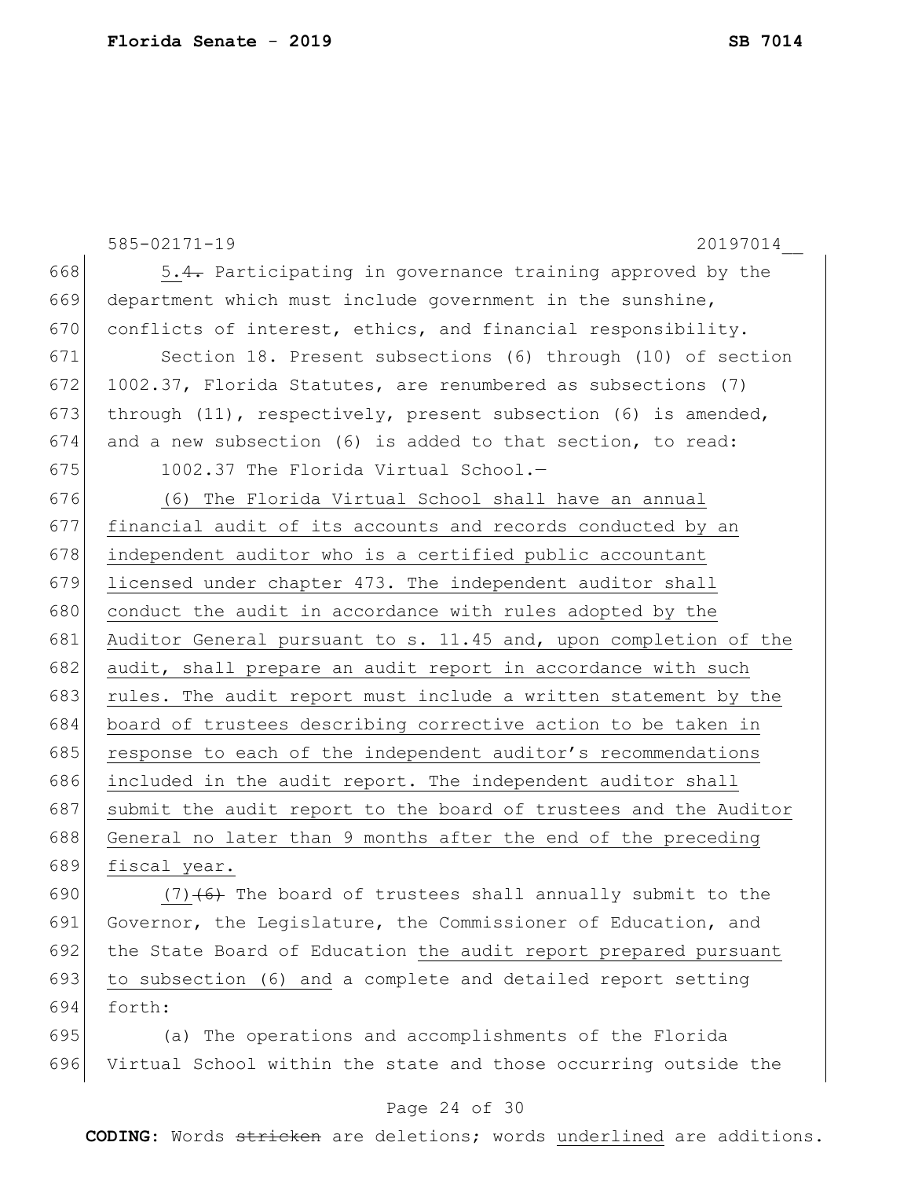5.~~4.~~ Participating in governance training approved by the department which must include government in the sunshine, conflicts of interest, ethics, and financial responsibility.

Section 18. Present subsections (6) through (10) of section 1002.37, Florida Statutes, are renumbered as subsections (7) through (11), respectively, present subsection (6) is amended, and a new subsection (6) is added to that section, to read:

1002.37 The Florida Virtual School.—

<u>(6) The Florida Virtual School shall have an annual financial audit of its accounts and records conducted by an independent auditor who is a certified public accountant licensed under chapter 473. The independent auditor shall conduct the audit in accordance with rules adopted by the Auditor General pursuant to s. 11.45 and, upon completion of the audit, shall prepare an audit report in accordance with such rules. The audit report must include a written statement by the board of trustees describing corrective action to be taken in response to each of the independent auditor's recommendations included in the audit report. The independent auditor shall submit the audit report to the board of trustees and the Auditor General no later than 9 months after the end of the preceding fiscal year.</u>

<u>(7)</u>~~(6)~~ The board of trustees shall annually submit to the Governor, the Legislature, the Commissioner of Education, and the State Board of Education <u>the audit report prepared pursuant to subsection (6) and</u> a complete and detailed report setting forth:

(a) The operations and accomplishments of the Florida Virtual School within the state and those occurring outside the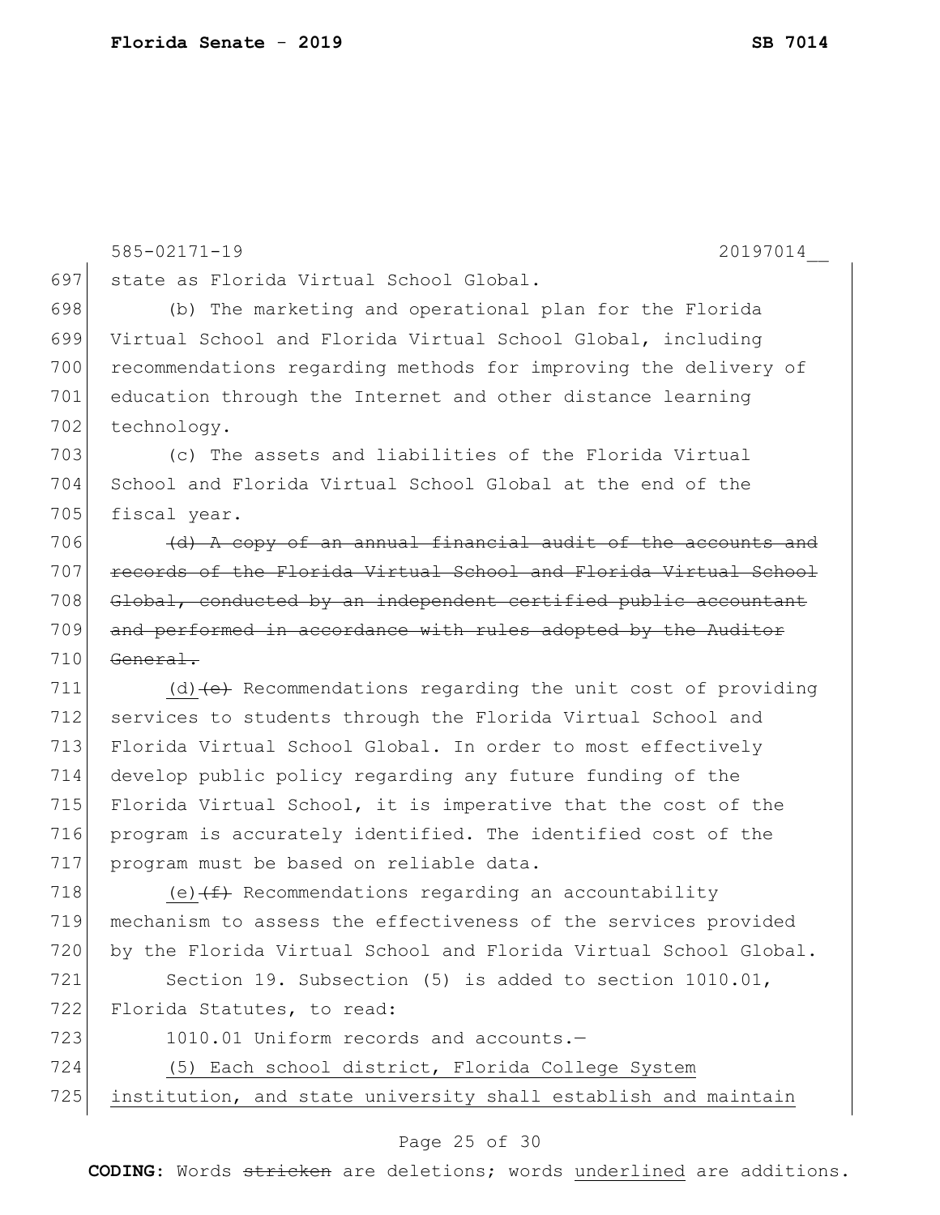state as Florida Virtual School Global.

(b) The marketing and operational plan for the Florida Virtual School and Florida Virtual School Global, including recommendations regarding methods for improving the delivery of education through the Internet and other distance learning technology.

(c) The assets and liabilities of the Florida Virtual School and Florida Virtual School Global at the end of the fiscal year.

~~(d) A copy of an annual financial audit of the accounts and records of the Florida Virtual School and Florida Virtual School Global, conducted by an independent certified public accountant and performed in accordance with rules adopted by the Auditor General.~~

(d)~~(e)~~ Recommendations regarding the unit cost of providing services to students through the Florida Virtual School and Florida Virtual School Global. In order to most effectively develop public policy regarding any future funding of the Florida Virtual School, it is imperative that the cost of the program is accurately identified. The identified cost of the program must be based on reliable data.

(e)~~(f)~~ Recommendations regarding an accountability mechanism to assess the effectiveness of the services provided by the Florida Virtual School and Florida Virtual School Global.

Section 19. Subsection (5) is added to section 1010.01, Florida Statutes, to read:

1010.01 Uniform records and accounts.—

<u>(5) Each school district, Florida College System institution, and state university shall establish and maintain</u>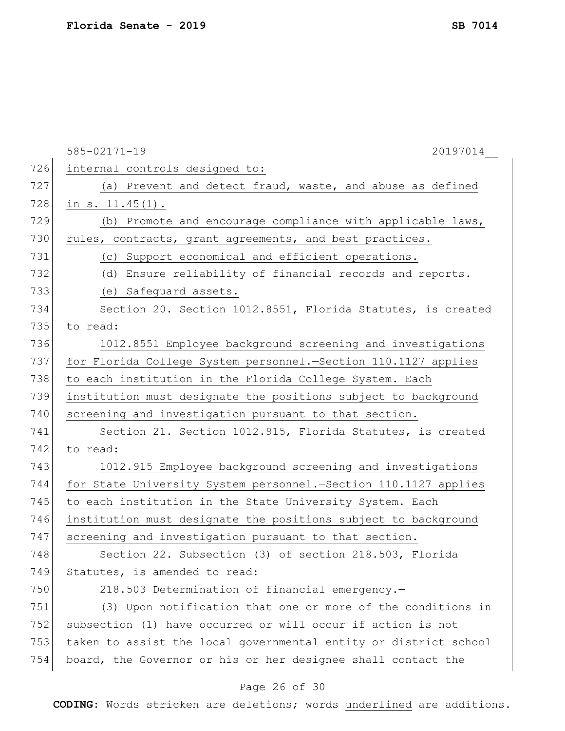internal controls designed to:

(a) Prevent and detect fraud, waste, and abuse as defined in s. 11.45(1).

(b) Promote and encourage compliance with applicable laws, rules, contracts, grant agreements, and best practices.

(c) Support economical and efficient operations.

(d) Ensure reliability of financial records and reports.

(e) Safeguard assets.

Section 20. Section 1012.8551, Florida Statutes, is created to read:

1012.8551 Employee background screening and investigations for Florida College System personnel.—Section 110.1127 applies to each institution in the Florida College System. Each institution must designate the positions subject to background screening and investigation pursuant to that section.

Section 21. Section 1012.915, Florida Statutes, is created to read:

1012.915 Employee background screening and investigations for State University System personnel.—Section 110.1127 applies to each institution in the State University System. Each institution must designate the positions subject to background screening and investigation pursuant to that section.

Section 22. Subsection (3) of section 218.503, Florida Statutes, is amended to read:

218.503 Determination of financial emergency.—

(3) Upon notification that one or more of the conditions in subsection (1) have occurred or will occur if action is not taken to assist the local governmental entity or district school board, the Governor or his or her designee shall contact the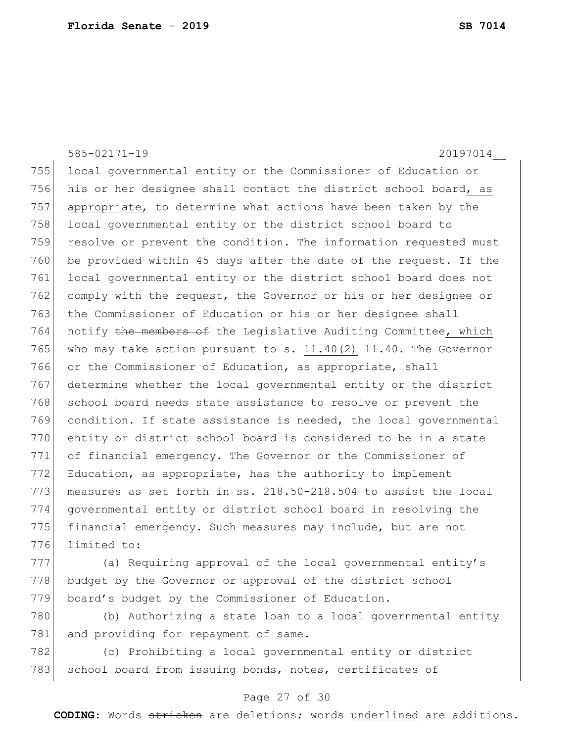local governmental entity or the Commissioner of Education or his or her designee shall contact the district school board, as appropriate, to determine what actions have been taken by the local governmental entity or the district school board to resolve or prevent the condition. The information requested must be provided within 45 days after the date of the request. If the local governmental entity or the district school board does not comply with the request, the Governor or his or her designee or the Commissioner of Education or his or her designee shall notify ~~the members of~~ the Legislative Auditing Committee, which ~~who~~ may take action pursuant to s. 11.40(2) ~~11.40~~. The Governor or the Commissioner of Education, as appropriate, shall determine whether the local governmental entity or the district school board needs state assistance to resolve or prevent the condition. If state assistance is needed, the local governmental entity or district school board is considered to be in a state of financial emergency. The Governor or the Commissioner of Education, as appropriate, has the authority to implement measures as set forth in ss. 218.50-218.504 to assist the local governmental entity or district school board in resolving the financial emergency. Such measures may include, but are not limited to:

(a) Requiring approval of the local governmental entity's budget by the Governor or approval of the district school board's budget by the Commissioner of Education.

(b) Authorizing a state loan to a local governmental entity and providing for repayment of same.

(c) Prohibiting a local governmental entity or district school board from issuing bonds, notes, certificates of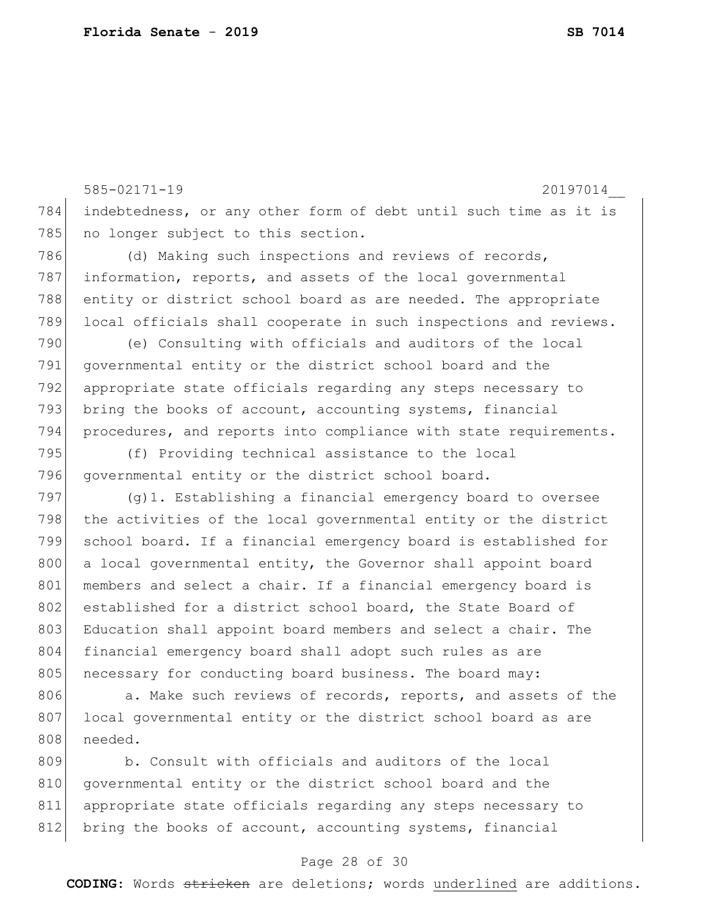indebtedness, or any other form of debt until such time as it is no longer subject to this section.

(d) Making such inspections and reviews of records, information, reports, and assets of the local governmental entity or district school board as are needed. The appropriate local officials shall cooperate in such inspections and reviews.

(e) Consulting with officials and auditors of the local governmental entity or the district school board and the appropriate state officials regarding any steps necessary to bring the books of account, accounting systems, financial procedures, and reports into compliance with state requirements.

(f) Providing technical assistance to the local governmental entity or the district school board.

(g)1. Establishing a financial emergency board to oversee the activities of the local governmental entity or the district school board. If a financial emergency board is established for a local governmental entity, the Governor shall appoint board members and select a chair. If a financial emergency board is established for a district school board, the State Board of Education shall appoint board members and select a chair. The financial emergency board shall adopt such rules as are necessary for conducting board business. The board may:

a. Make such reviews of records, reports, and assets of the local governmental entity or the district school board as are needed.

b. Consult with officials and auditors of the local governmental entity or the district school board and the appropriate state officials regarding any steps necessary to bring the books of account, accounting systems, financial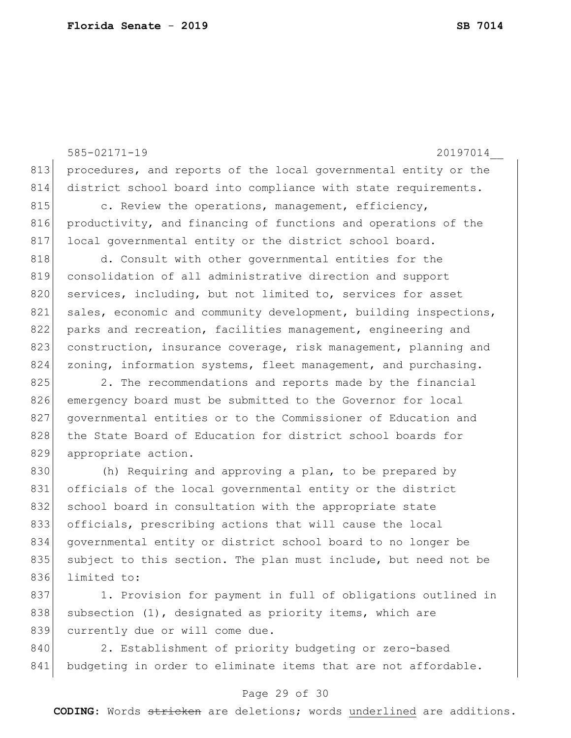procedures, and reports of the local governmental entity or the district school board into compliance with state requirements.

c. Review the operations, management, efficiency, productivity, and financing of functions and operations of the local governmental entity or the district school board.

d. Consult with other governmental entities for the consolidation of all administrative direction and support services, including, but not limited to, services for asset sales, economic and community development, building inspections, parks and recreation, facilities management, engineering and construction, insurance coverage, risk management, planning and zoning, information systems, fleet management, and purchasing.

2. The recommendations and reports made by the financial emergency board must be submitted to the Governor for local governmental entities or to the Commissioner of Education and the State Board of Education for district school boards for appropriate action.

(h) Requiring and approving a plan, to be prepared by officials of the local governmental entity or the district school board in consultation with the appropriate state officials, prescribing actions that will cause the local governmental entity or district school board to no longer be subject to this section. The plan must include, but need not be limited to:

1. Provision for payment in full of obligations outlined in subsection (1), designated as priority items, which are currently due or will come due.

2. Establishment of priority budgeting or zero-based budgeting in order to eliminate items that are not affordable.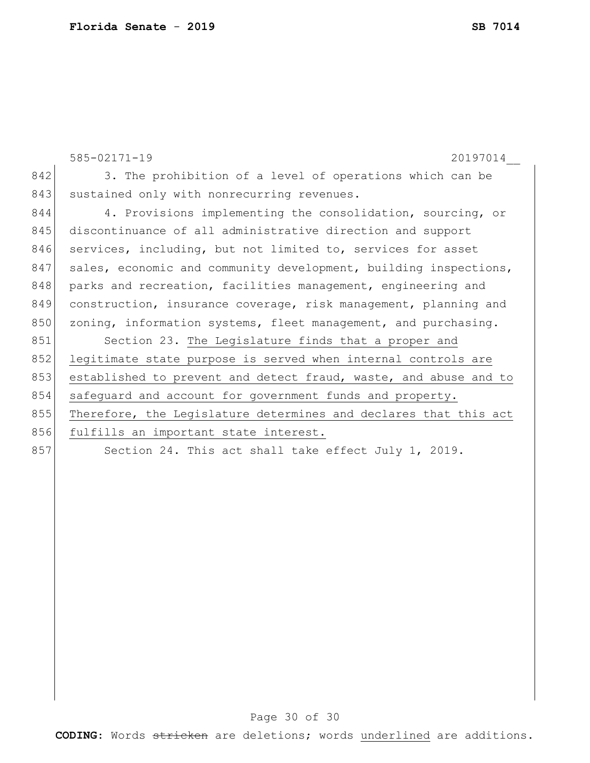3. The prohibition of a level of operations which can be sustained only with nonrecurring revenues.

4. Provisions implementing the consolidation, sourcing, or discontinuance of all administrative direction and support services, including, but not limited to, services for asset sales, economic and community development, building inspections, parks and recreation, facilities management, engineering and construction, insurance coverage, risk management, planning and zoning, information systems, fleet management, and purchasing.

Section 23. The Legislature finds that a proper and legitimate state purpose is served when internal controls are established to prevent and detect fraud, waste, and abuse and to safeguard and account for government funds and property. Therefore, the Legislature determines and declares that this act fulfills an important state interest.

Section 24. This act shall take effect July 1, 2019.